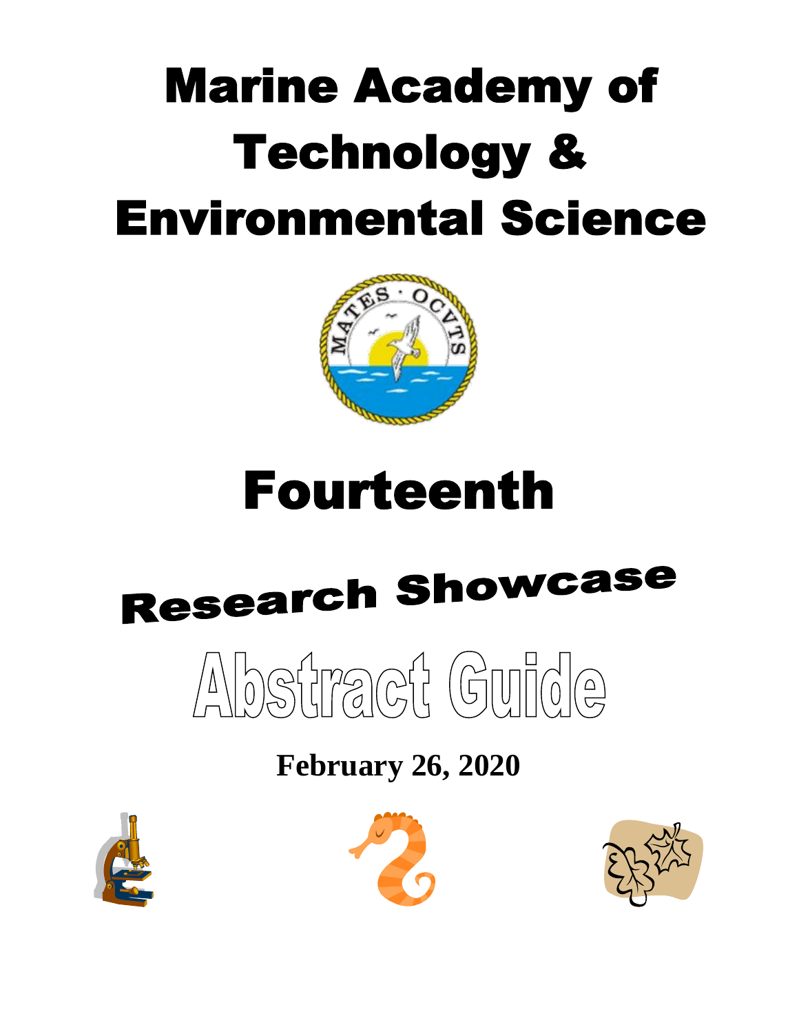# Marine Academy of Technology & Environmental Science

# Fourteenth

# Research Showcase

# Abstract Guide

**February 26, 2020**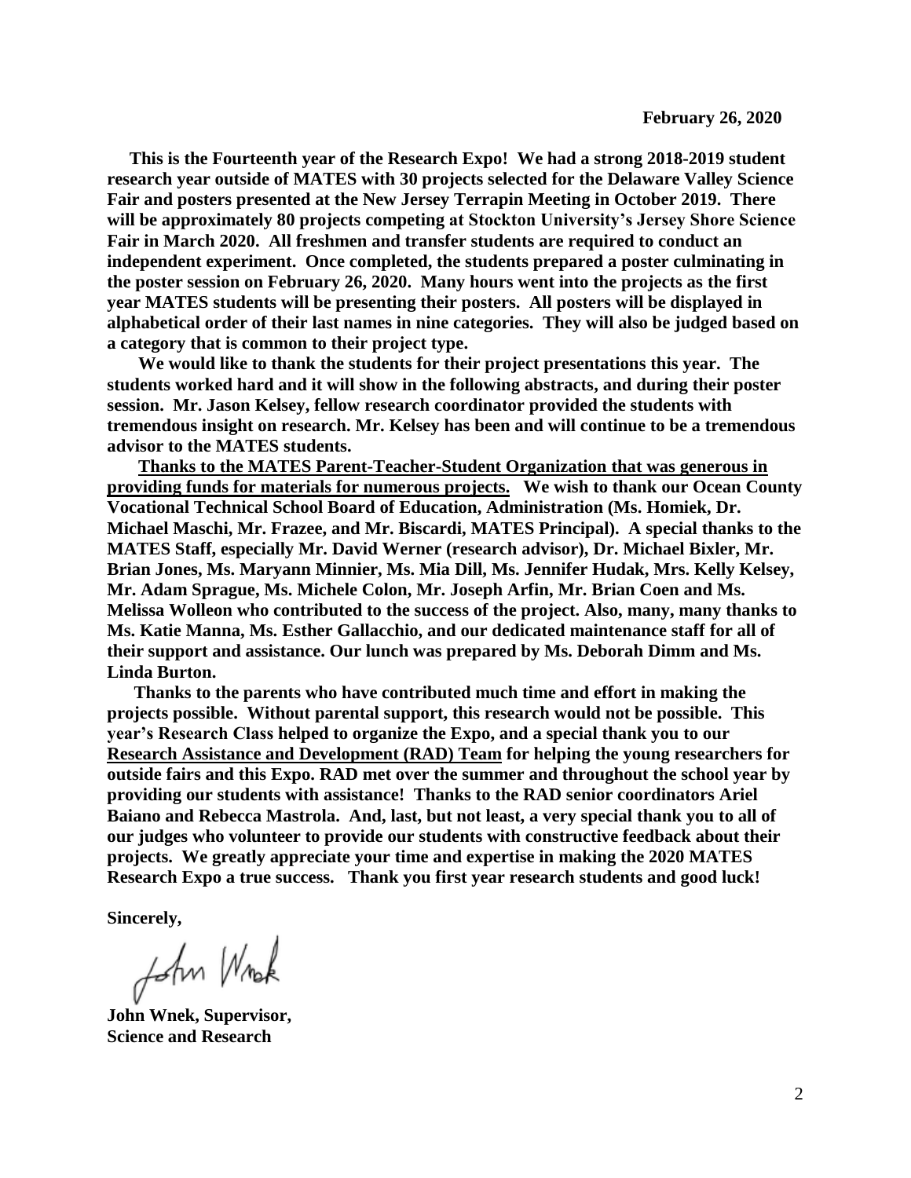**February 26, 2020**

**This is the Fourteenth year of the Research Expo! We had a strong 2018-2019 student research year outside of MATES with 30 projects selected for the Delaware Valley Science Fair and posters presented at the New Jersey Terrapin Meeting in October 2019. There will be approximately 80 projects competing at Stockton University's Jersey Shore Science Fair in March 2020. All freshmen and transfer students are required to conduct an independent experiment. Once completed, the students prepared a poster culminating in the poster session on February 26, 2020. Many hours went into the projects as the first year MATES students will be presenting their posters. All posters will be displayed in alphabetical order of their last names in nine categories. They will also be judged based on a category that is common to their project type.**

**We would like to thank the students for their project presentations this year. The students worked hard and it will show in the following abstracts, and during their poster session. Mr. Jason Kelsey, fellow research coordinator provided the students with tremendous insight on research. Mr. Kelsey has been and will continue to be a tremendous advisor to the MATES students.**

**<u>Thanks to the MATES Parent-Teacher-Student Organization that was generous in providing funds for materials for numerous projects.</u> We wish to thank our Ocean County Vocational Technical School Board of Education, Administration (Ms. Homiek, Dr. Michael Maschi, Mr. Frazee, and Mr. Biscardi, MATES Principal). A special thanks to the MATES Staff, especially Mr. David Werner (research advisor), Dr. Michael Bixler, Mr. Brian Jones, Ms. Maryann Minnier, Ms. Mia Dill, Ms. Jennifer Hudak, Mrs. Kelly Kelsey, Mr. Adam Sprague, Ms. Michele Colon, Mr. Joseph Arfin, Mr. Brian Coen and Ms. Melissa Wolleon who contributed to the success of the project. Also, many, many thanks to Ms. Katie Manna, Ms. Esther Gallacchio, and our dedicated maintenance staff for all of their support and assistance. Our lunch was prepared by Ms. Deborah Dimm and Ms. Linda Burton.**

**Thanks to the parents who have contributed much time and effort in making the projects possible. Without parental support, this research would not be possible. This year's Research Class helped to organize the Expo, and a special thank you to our <u>Research Assistance and Development (RAD) Team</u> for helping the young researchers for outside fairs and this Expo. RAD met over the summer and throughout the school year by providing our students with assistance! Thanks to the RAD senior coordinators Ariel Baiano and Rebecca Mastrola. And, last, but not least, a very special thank you to all of our judges who volunteer to provide our students with constructive feedback about their projects. We greatly appreciate your time and expertise in making the 2020 MATES Research Expo a true success. Thank you first year research students and good luck!**

**Sincerely,**

John Wnek

**John Wnek, Supervisor,**
**Science and Research**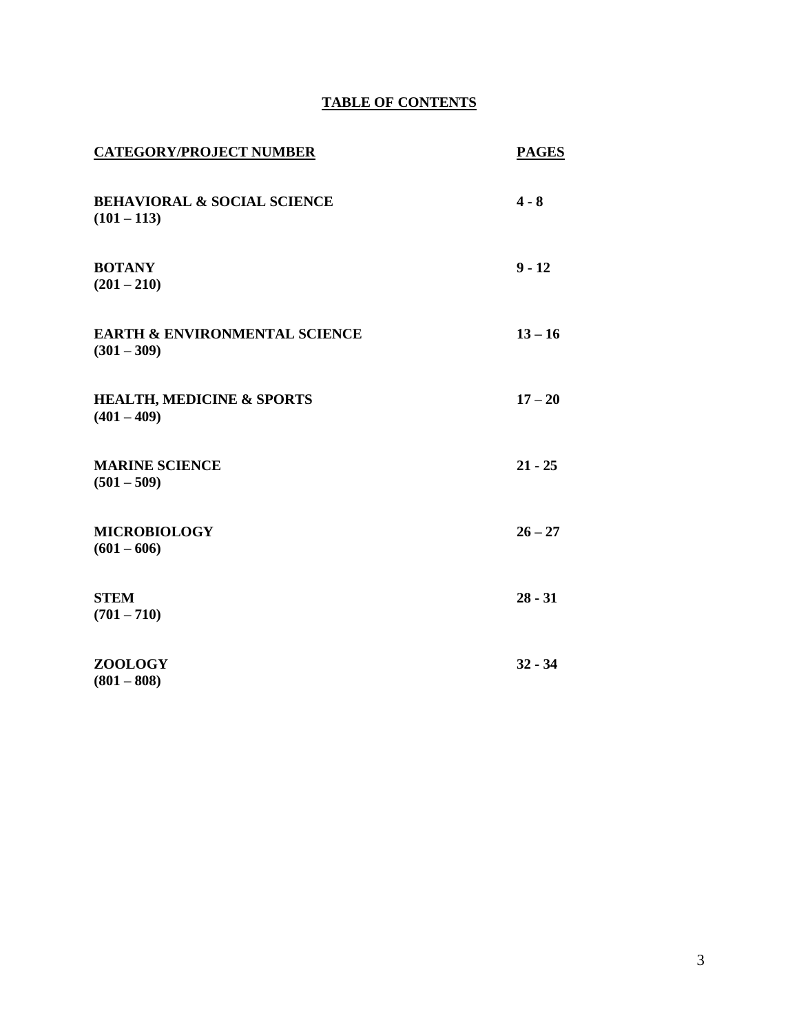# TABLE OF CONTENTS

| CATEGORY/PROJECT NUMBER | PAGES |
| --- | --- |
| **BEHAVIORAL & SOCIAL SCIENCE (101 – 113)** | **4 - 8** |
| **BOTANY (201 – 210)** | **9 - 12** |
| **EARTH & ENVIRONMENTAL SCIENCE (301 – 309)** | **13 – 16** |
| **HEALTH, MEDICINE & SPORTS (401 – 409)** | **17 – 20** |
| **MARINE SCIENCE (501 – 509)** | **21 - 25** |
| **MICROBIOLOGY (601 – 606)** | **26 – 27** |
| **STEM (701 – 710)** | **28 - 31** |
| **ZOOLOGY (801 – 808)** | **32 - 34** |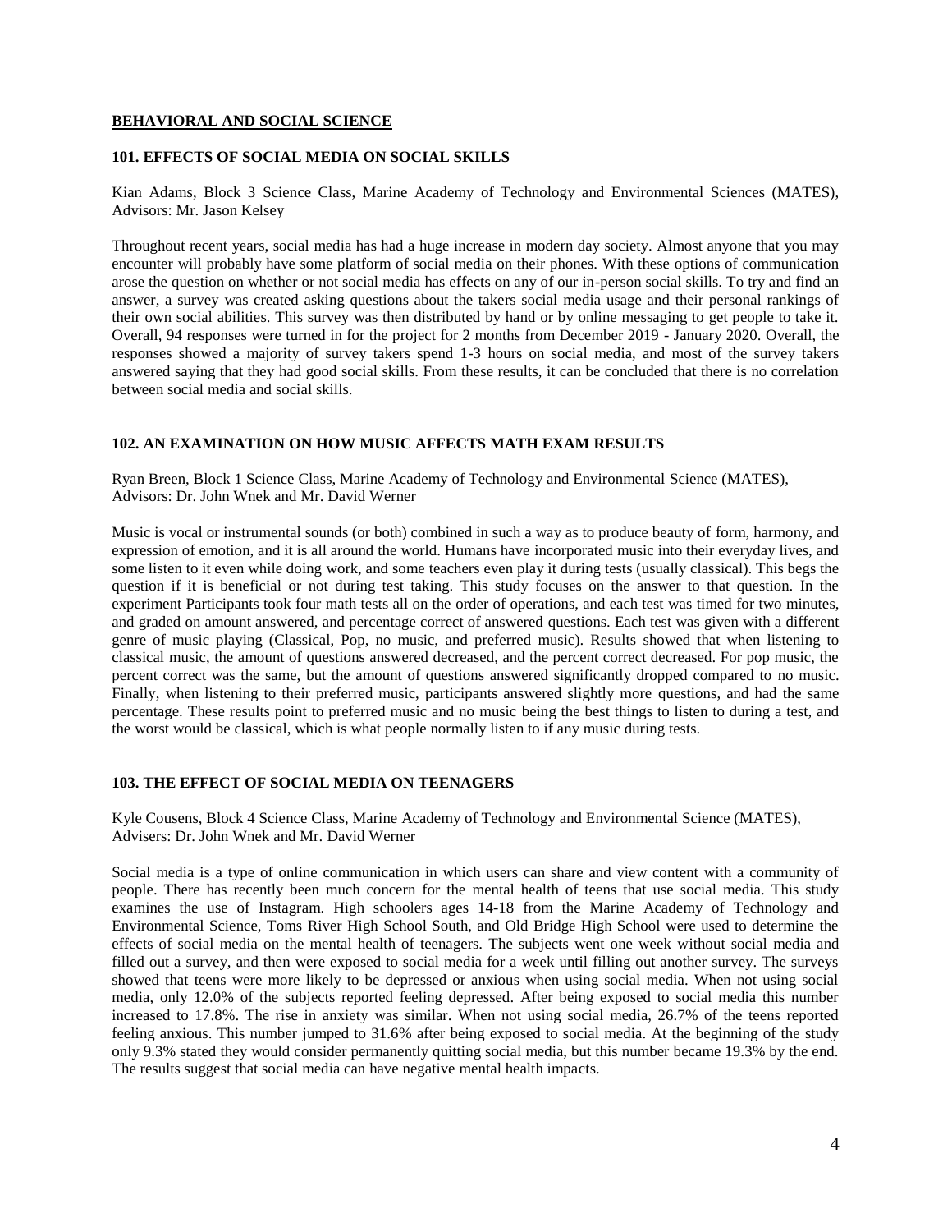## BEHAVIORAL AND SOCIAL SCIENCE

### 101. EFFECTS OF SOCIAL MEDIA ON SOCIAL SKILLS

Kian Adams, Block 3 Science Class, Marine Academy of Technology and Environmental Sciences (MATES), Advisors: Mr. Jason Kelsey

Throughout recent years, social media has had a huge increase in modern day society. Almost anyone that you may encounter will probably have some platform of social media on their phones. With these options of communication arose the question on whether or not social media has effects on any of our in-person social skills. To try and find an answer, a survey was created asking questions about the takers social media usage and their personal rankings of their own social abilities. This survey was then distributed by hand or by online messaging to get people to take it. Overall, 94 responses were turned in for the project for 2 months from December 2019 - January 2020. Overall, the responses showed a majority of survey takers spend 1-3 hours on social media, and most of the survey takers answered saying that they had good social skills. From these results, it can be concluded that there is no correlation between social media and social skills.

### 102. AN EXAMINATION ON HOW MUSIC AFFECTS MATH EXAM RESULTS

Ryan Breen, Block 1 Science Class, Marine Academy of Technology and Environmental Science (MATES), Advisors: Dr. John Wnek and Mr. David Werner

Music is vocal or instrumental sounds (or both) combined in such a way as to produce beauty of form, harmony, and expression of emotion, and it is all around the world. Humans have incorporated music into their everyday lives, and some listen to it even while doing work, and some teachers even play it during tests (usually classical). This begs the question if it is beneficial or not during test taking. This study focuses on the answer to that question. In the experiment Participants took four math tests all on the order of operations, and each test was timed for two minutes, and graded on amount answered, and percentage correct of answered questions. Each test was given with a different genre of music playing (Classical, Pop, no music, and preferred music). Results showed that when listening to classical music, the amount of questions answered decreased, and the percent correct decreased. For pop music, the percent correct was the same, but the amount of questions answered significantly dropped compared to no music. Finally, when listening to their preferred music, participants answered slightly more questions, and had the same percentage. These results point to preferred music and no music being the best things to listen to during a test, and the worst would be classical, which is what people normally listen to if any music during tests.

### 103. THE EFFECT OF SOCIAL MEDIA ON TEENAGERS

Kyle Cousens, Block 4 Science Class, Marine Academy of Technology and Environmental Science (MATES), Advisers: Dr. John Wnek and Mr. David Werner

Social media is a type of online communication in which users can share and view content with a community of people. There has recently been much concern for the mental health of teens that use social media. This study examines the use of Instagram. High schoolers ages 14-18 from the Marine Academy of Technology and Environmental Science, Toms River High School South, and Old Bridge High School were used to determine the effects of social media on the mental health of teenagers. The subjects went one week without social media and filled out a survey, and then were exposed to social media for a week until filling out another survey. The surveys showed that teens were more likely to be depressed or anxious when using social media. When not using social media, only 12.0% of the subjects reported feeling depressed. After being exposed to social media this number increased to 17.8%. The rise in anxiety was similar. When not using social media, 26.7% of the teens reported feeling anxious. This number jumped to 31.6% after being exposed to social media. At the beginning of the study only 9.3% stated they would consider permanently quitting social media, but this number became 19.3% by the end. The results suggest that social media can have negative mental health impacts.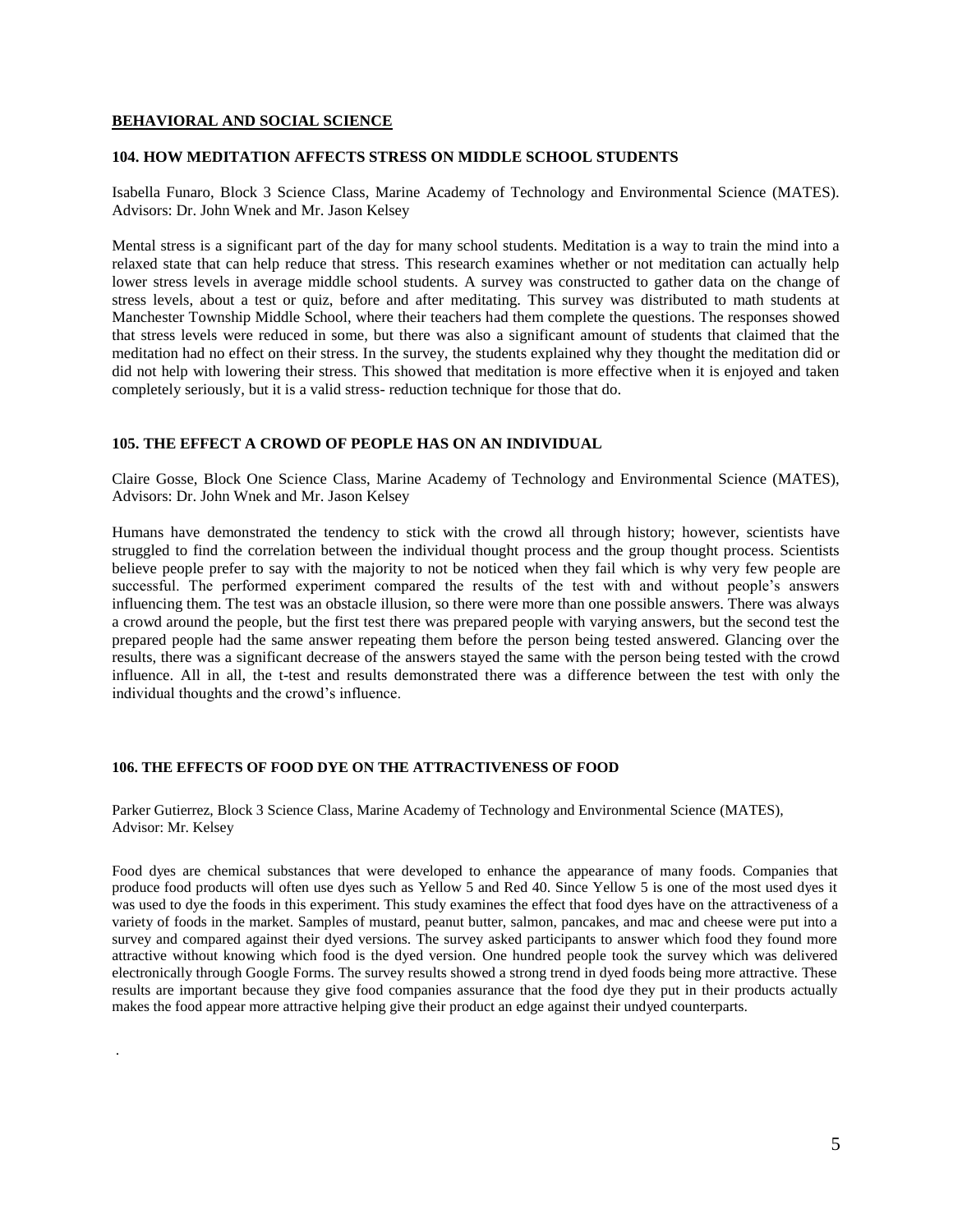## BEHAVIORAL AND SOCIAL SCIENCE

### 104. HOW MEDITATION AFFECTS STRESS ON MIDDLE SCHOOL STUDENTS

Isabella Funaro, Block 3 Science Class, Marine Academy of Technology and Environmental Science (MATES). Advisors: Dr. John Wnek and Mr. Jason Kelsey

Mental stress is a significant part of the day for many school students. Meditation is a way to train the mind into a relaxed state that can help reduce that stress. This research examines whether or not meditation can actually help lower stress levels in average middle school students. A survey was constructed to gather data on the change of stress levels, about a test or quiz, before and after meditating. This survey was distributed to math students at Manchester Township Middle School, where their teachers had them complete the questions. The responses showed that stress levels were reduced in some, but there was also a significant amount of students that claimed that the meditation had no effect on their stress. In the survey, the students explained why they thought the meditation did or did not help with lowering their stress. This showed that meditation is more effective when it is enjoyed and taken completely seriously, but it is a valid stress- reduction technique for those that do.

### 105. THE EFFECT A CROWD OF PEOPLE HAS ON AN INDIVIDUAL

Claire Gosse, Block One Science Class, Marine Academy of Technology and Environmental Science (MATES), Advisors: Dr. John Wnek and Mr. Jason Kelsey

Humans have demonstrated the tendency to stick with the crowd all through history; however, scientists have struggled to find the correlation between the individual thought process and the group thought process. Scientists believe people prefer to say with the majority to not be noticed when they fail which is why very few people are successful. The performed experiment compared the results of the test with and without people's answers influencing them. The test was an obstacle illusion, so there were more than one possible answers. There was always a crowd around the people, but the first test there was prepared people with varying answers, but the second test the prepared people had the same answer repeating them before the person being tested answered. Glancing over the results, there was a significant decrease of the answers stayed the same with the person being tested with the crowd influence. All in all, the t-test and results demonstrated there was a difference between the test with only the individual thoughts and the crowd's influence.

### 106. THE EFFECTS OF FOOD DYE ON THE ATTRACTIVENESS OF FOOD

Parker Gutierrez, Block 3 Science Class, Marine Academy of Technology and Environmental Science (MATES), Advisor: Mr. Kelsey

Food dyes are chemical substances that were developed to enhance the appearance of many foods. Companies that produce food products will often use dyes such as Yellow 5 and Red 40. Since Yellow 5 is one of the most used dyes it was used to dye the foods in this experiment. This study examines the effect that food dyes have on the attractiveness of a variety of foods in the market. Samples of mustard, peanut butter, salmon, pancakes, and mac and cheese were put into a survey and compared against their dyed versions. The survey asked participants to answer which food they found more attractive without knowing which food is the dyed version. One hundred people took the survey which was delivered electronically through Google Forms. The survey results showed a strong trend in dyed foods being more attractive. These results are important because they give food companies assurance that the food dye they put in their products actually makes the food appear more attractive helping give their product an edge against their undyed counterparts.

.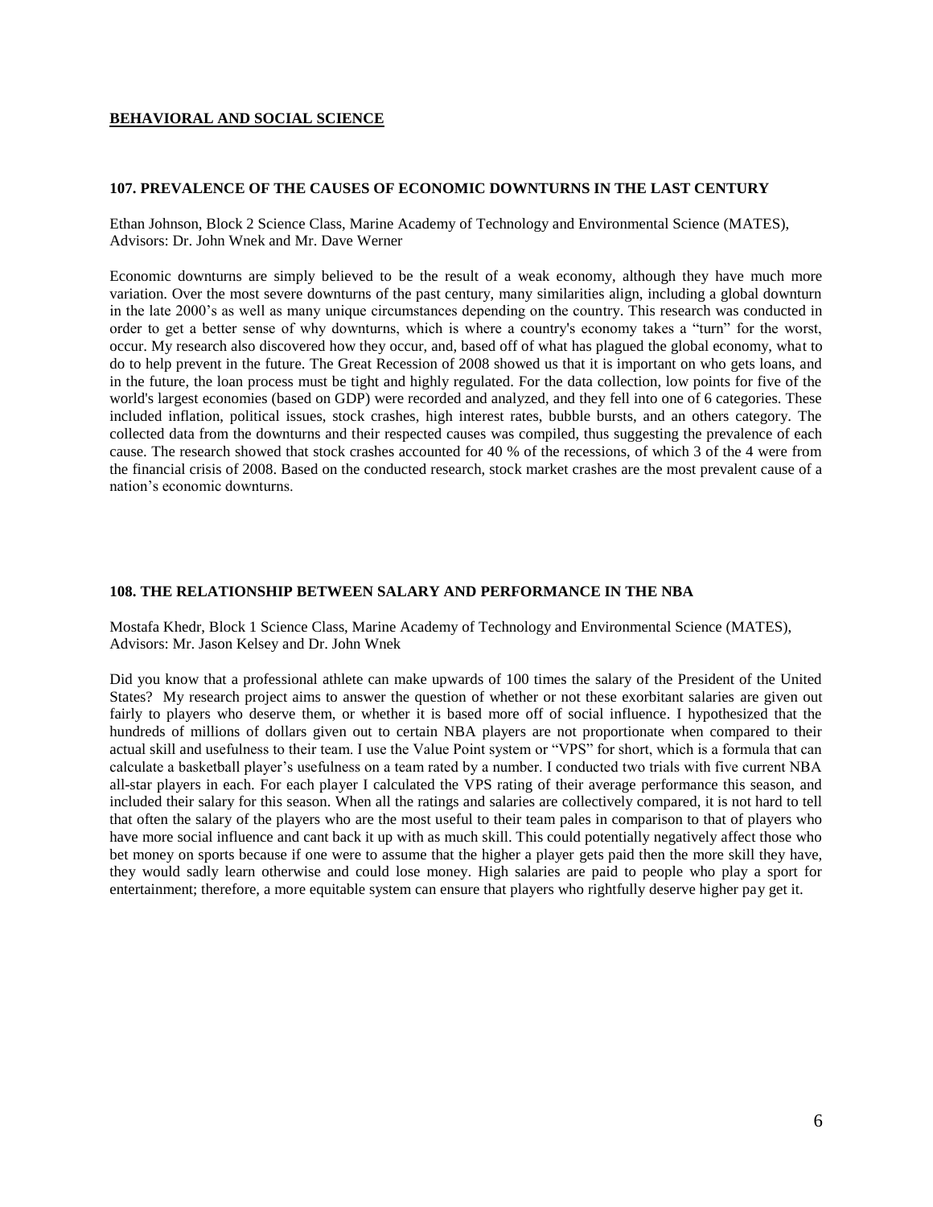## BEHAVIORAL AND SOCIAL SCIENCE

### 107. PREVALENCE OF THE CAUSES OF ECONOMIC DOWNTURNS IN THE LAST CENTURY

Ethan Johnson, Block 2 Science Class, Marine Academy of Technology and Environmental Science (MATES), Advisors: Dr. John Wnek and Mr. Dave Werner

Economic downturns are simply believed to be the result of a weak economy, although they have much more variation. Over the most severe downturns of the past century, many similarities align, including a global downturn in the late 2000's as well as many unique circumstances depending on the country. This research was conducted in order to get a better sense of why downturns, which is where a country's economy takes a "turn" for the worst, occur. My research also discovered how they occur, and, based off of what has plagued the global economy, what to do to help prevent in the future. The Great Recession of 2008 showed us that it is important on who gets loans, and in the future, the loan process must be tight and highly regulated. For the data collection, low points for five of the world's largest economies (based on GDP) were recorded and analyzed, and they fell into one of 6 categories. These included inflation, political issues, stock crashes, high interest rates, bubble bursts, and an others category. The collected data from the downturns and their respected causes was compiled, thus suggesting the prevalence of each cause. The research showed that stock crashes accounted for 40 % of the recessions, of which 3 of the 4 were from the financial crisis of 2008. Based on the conducted research, stock market crashes are the most prevalent cause of a nation's economic downturns.

### 108. THE RELATIONSHIP BETWEEN SALARY AND PERFORMANCE IN THE NBA

Mostafa Khedr, Block 1 Science Class, Marine Academy of Technology and Environmental Science (MATES), Advisors: Mr. Jason Kelsey and Dr. John Wnek

Did you know that a professional athlete can make upwards of 100 times the salary of the President of the United States? My research project aims to answer the question of whether or not these exorbitant salaries are given out fairly to players who deserve them, or whether it is based more off of social influence. I hypothesized that the hundreds of millions of dollars given out to certain NBA players are not proportionate when compared to their actual skill and usefulness to their team. I use the Value Point system or "VPS" for short, which is a formula that can calculate a basketball player's usefulness on a team rated by a number. I conducted two trials with five current NBA all-star players in each. For each player I calculated the VPS rating of their average performance this season, and included their salary for this season. When all the ratings and salaries are collectively compared, it is not hard to tell that often the salary of the players who are the most useful to their team pales in comparison to that of players who have more social influence and cant back it up with as much skill. This could potentially negatively affect those who bet money on sports because if one were to assume that the higher a player gets paid then the more skill they have, they would sadly learn otherwise and could lose money. High salaries are paid to people who play a sport for entertainment; therefore, a more equitable system can ensure that players who rightfully deserve higher pay get it.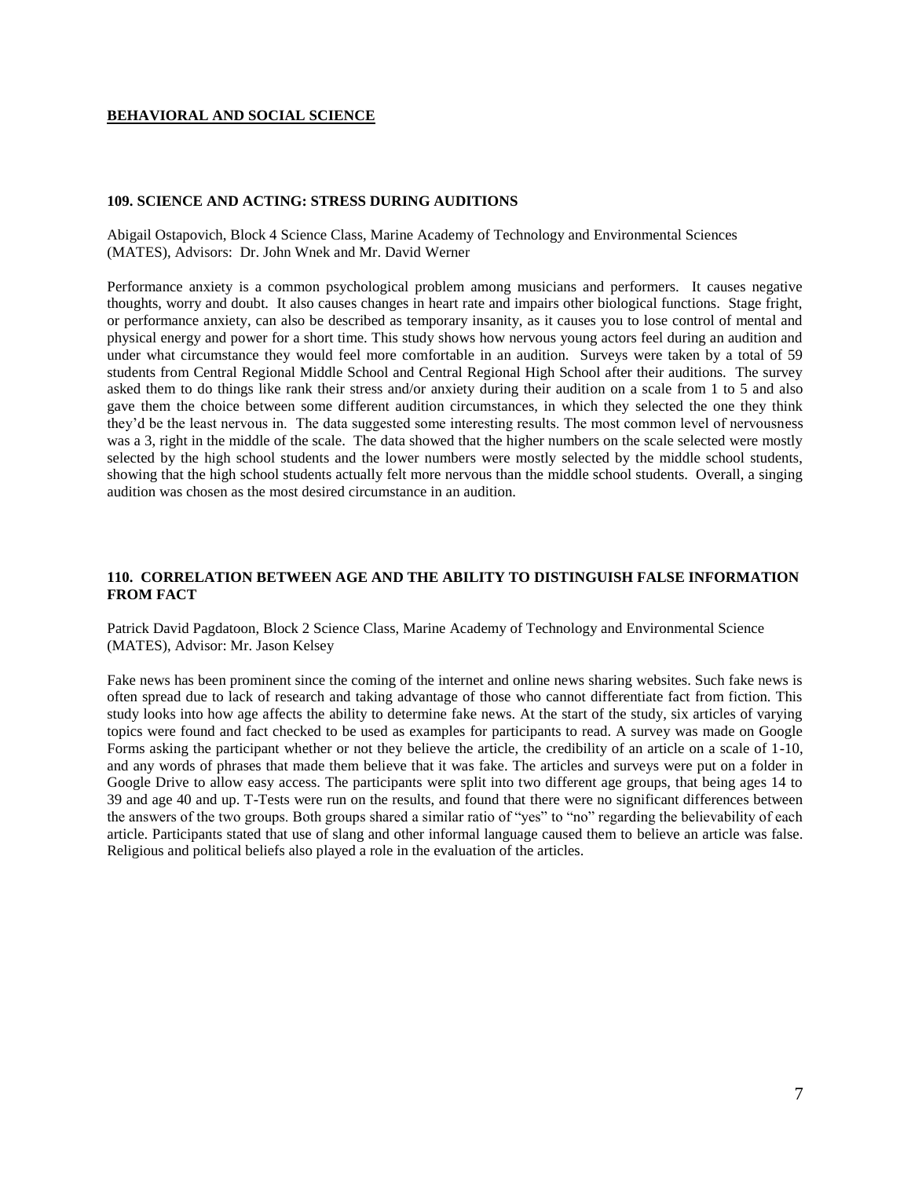# BEHAVIORAL AND SOCIAL SCIENCE

## 109. SCIENCE AND ACTING: STRESS DURING AUDITIONS

Abigail Ostapovich, Block 4 Science Class, Marine Academy of Technology and Environmental Sciences (MATES), Advisors: Dr. John Wnek and Mr. David Werner

Performance anxiety is a common psychological problem among musicians and performers. It causes negative thoughts, worry and doubt. It also causes changes in heart rate and impairs other biological functions. Stage fright, or performance anxiety, can also be described as temporary insanity, as it causes you to lose control of mental and physical energy and power for a short time. This study shows how nervous young actors feel during an audition and under what circumstance they would feel more comfortable in an audition. Surveys were taken by a total of 59 students from Central Regional Middle School and Central Regional High School after their auditions. The survey asked them to do things like rank their stress and/or anxiety during their audition on a scale from 1 to 5 and also gave them the choice between some different audition circumstances, in which they selected the one they think they'd be the least nervous in. The data suggested some interesting results. The most common level of nervousness was a 3, right in the middle of the scale. The data showed that the higher numbers on the scale selected were mostly selected by the high school students and the lower numbers were mostly selected by the middle school students, showing that the high school students actually felt more nervous than the middle school students. Overall, a singing audition was chosen as the most desired circumstance in an audition.

## 110. CORRELATION BETWEEN AGE AND THE ABILITY TO DISTINGUISH FALSE INFORMATION FROM FACT

Patrick David Pagdatoon, Block 2 Science Class, Marine Academy of Technology and Environmental Science (MATES), Advisor: Mr. Jason Kelsey

Fake news has been prominent since the coming of the internet and online news sharing websites. Such fake news is often spread due to lack of research and taking advantage of those who cannot differentiate fact from fiction. This study looks into how age affects the ability to determine fake news. At the start of the study, six articles of varying topics were found and fact checked to be used as examples for participants to read. A survey was made on Google Forms asking the participant whether or not they believe the article, the credibility of an article on a scale of 1-10, and any words of phrases that made them believe that it was fake. The articles and surveys were put on a folder in Google Drive to allow easy access. The participants were split into two different age groups, that being ages 14 to 39 and age 40 and up. T-Tests were run on the results, and found that there were no significant differences between the answers of the two groups. Both groups shared a similar ratio of "yes" to "no" regarding the believability of each article. Participants stated that use of slang and other informal language caused them to believe an article was false. Religious and political beliefs also played a role in the evaluation of the articles.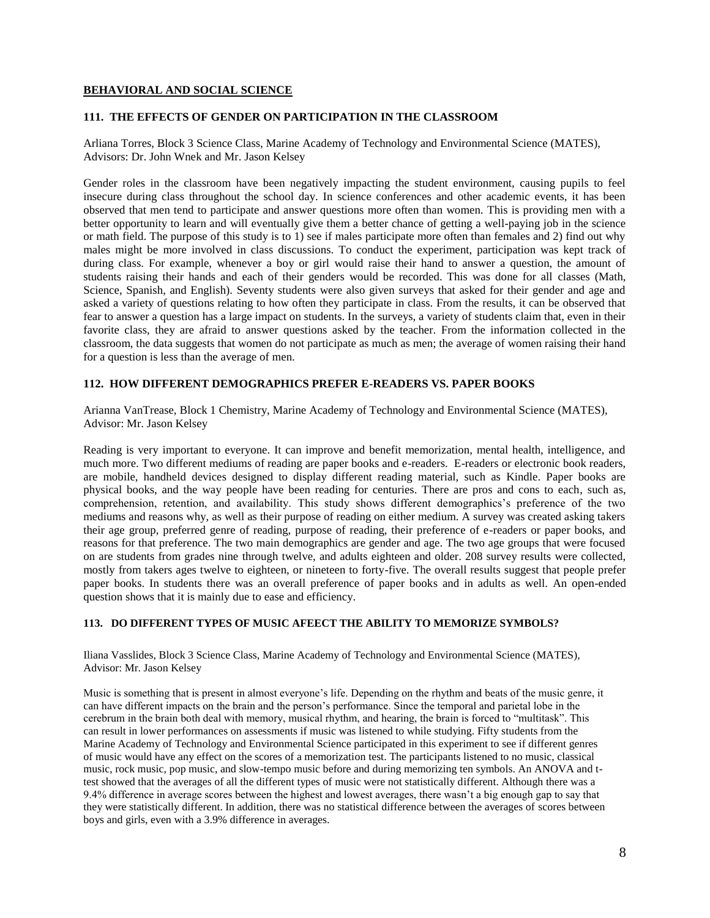## BEHAVIORAL AND SOCIAL SCIENCE

### 111. THE EFFECTS OF GENDER ON PARTICIPATION IN THE CLASSROOM

Arliana Torres, Block 3 Science Class, Marine Academy of Technology and Environmental Science (MATES), Advisors: Dr. John Wnek and Mr. Jason Kelsey

Gender roles in the classroom have been negatively impacting the student environment, causing pupils to feel insecure during class throughout the school day. In science conferences and other academic events, it has been observed that men tend to participate and answer questions more often than women. This is providing men with a better opportunity to learn and will eventually give them a better chance of getting a well-paying job in the science or math field. The purpose of this study is to 1) see if males participate more often than females and 2) find out why males might be more involved in class discussions. To conduct the experiment, participation was kept track of during class. For example, whenever a boy or girl would raise their hand to answer a question, the amount of students raising their hands and each of their genders would be recorded. This was done for all classes (Math, Science, Spanish, and English). Seventy students were also given surveys that asked for their gender and age and asked a variety of questions relating to how often they participate in class. From the results, it can be observed that fear to answer a question has a large impact on students. In the surveys, a variety of students claim that, even in their favorite class, they are afraid to answer questions asked by the teacher. From the information collected in the classroom, the data suggests that women do not participate as much as men; the average of women raising their hand for a question is less than the average of men.

### 112. HOW DIFFERENT DEMOGRAPHICS PREFER E-READERS VS. PAPER BOOKS

Arianna VanTrease, Block 1 Chemistry, Marine Academy of Technology and Environmental Science (MATES), Advisor: Mr. Jason Kelsey

Reading is very important to everyone. It can improve and benefit memorization, mental health, intelligence, and much more. Two different mediums of reading are paper books and e-readers. E-readers or electronic book readers, are mobile, handheld devices designed to display different reading material, such as Kindle. Paper books are physical books, and the way people have been reading for centuries. There are pros and cons to each, such as, comprehension, retention, and availability. This study shows different demographics's preference of the two mediums and reasons why, as well as their purpose of reading on either medium. A survey was created asking takers their age group, preferred genre of reading, purpose of reading, their preference of e-readers or paper books, and reasons for that preference. The two main demographics are gender and age. The two age groups that were focused on are students from grades nine through twelve, and adults eighteen and older. 208 survey results were collected, mostly from takers ages twelve to eighteen, or nineteen to forty-five. The overall results suggest that people prefer paper books. In students there was an overall preference of paper books and in adults as well. An open-ended question shows that it is mainly due to ease and efficiency.

### 113. DO DIFFERENT TYPES OF MUSIC AFEECT THE ABILITY TO MEMORIZE SYMBOLS?

Iliana Vasslides, Block 3 Science Class, Marine Academy of Technology and Environmental Science (MATES), Advisor: Mr. Jason Kelsey

Music is something that is present in almost everyone's life. Depending on the rhythm and beats of the music genre, it can have different impacts on the brain and the person's performance. Since the temporal and parietal lobe in the cerebrum in the brain both deal with memory, musical rhythm, and hearing, the brain is forced to "multitask". This can result in lower performances on assessments if music was listened to while studying. Fifty students from the Marine Academy of Technology and Environmental Science participated in this experiment to see if different genres of music would have any effect on the scores of a memorization test. The participants listened to no music, classical music, rock music, pop music, and slow-tempo music before and during memorizing ten symbols. An ANOVA and t-test showed that the averages of all the different types of music were not statistically different. Although there was a 9.4% difference in average scores between the highest and lowest averages, there wasn't a big enough gap to say that they were statistically different. In addition, there was no statistical difference between the averages of scores between boys and girls, even with a 3.9% difference in averages.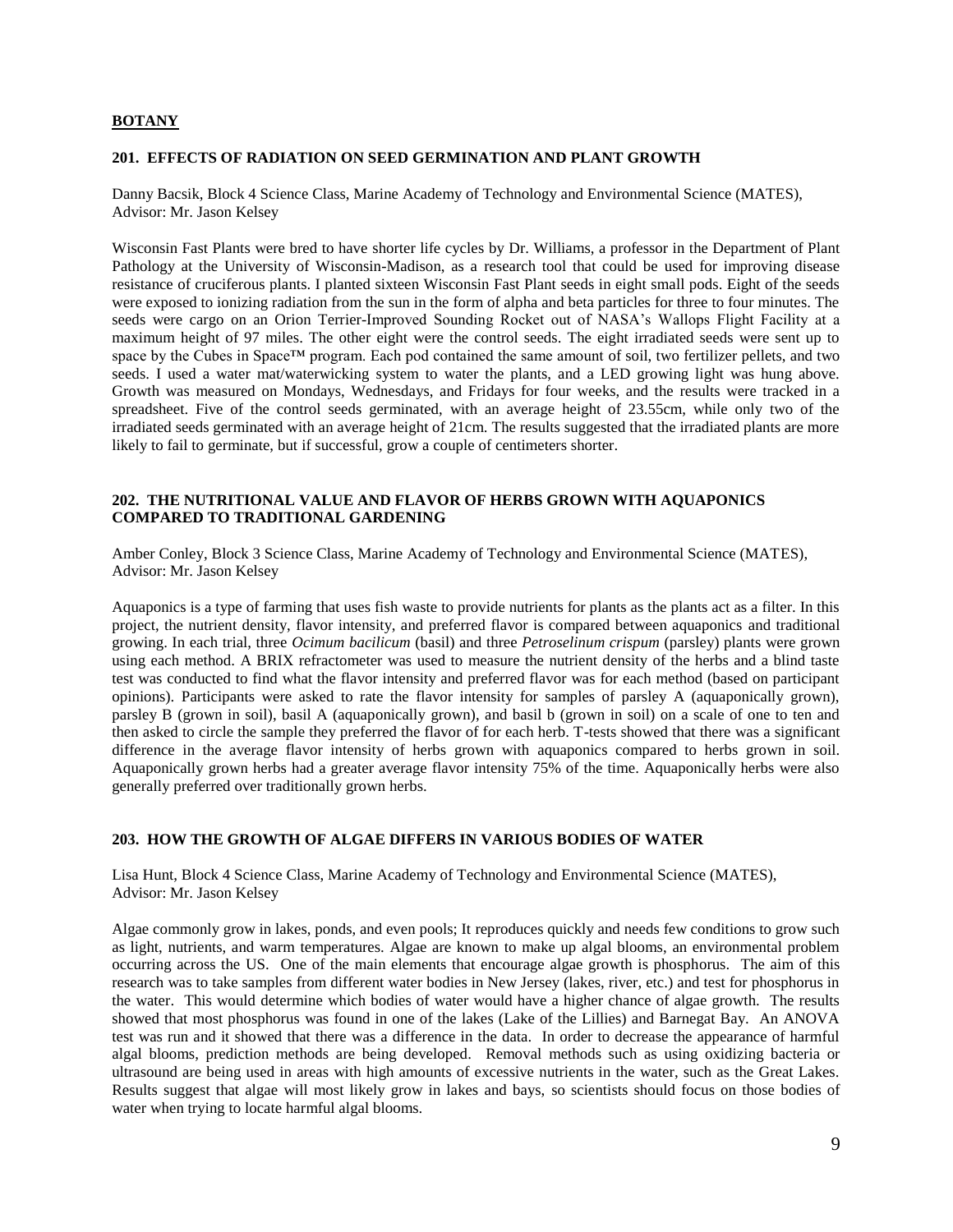**BOTANY**

### 201. EFFECTS OF RADIATION ON SEED GERMINATION AND PLANT GROWTH

Danny Bacsik, Block 4 Science Class, Marine Academy of Technology and Environmental Science (MATES), Advisor: Mr. Jason Kelsey

Wisconsin Fast Plants were bred to have shorter life cycles by Dr. Williams, a professor in the Department of Plant Pathology at the University of Wisconsin-Madison, as a research tool that could be used for improving disease resistance of cruciferous plants. I planted sixteen Wisconsin Fast Plant seeds in eight small pods. Eight of the seeds were exposed to ionizing radiation from the sun in the form of alpha and beta particles for three to four minutes. The seeds were cargo on an Orion Terrier-Improved Sounding Rocket out of NASA's Wallops Flight Facility at a maximum height of 97 miles. The other eight were the control seeds. The eight irradiated seeds were sent up to space by the Cubes in Space™ program. Each pod contained the same amount of soil, two fertilizer pellets, and two seeds. I used a water mat/waterwicking system to water the plants, and a LED growing light was hung above. Growth was measured on Mondays, Wednesdays, and Fridays for four weeks, and the results were tracked in a spreadsheet. Five of the control seeds germinated, with an average height of 23.55cm, while only two of the irradiated seeds germinated with an average height of 21cm. The results suggested that the irradiated plants are more likely to fail to germinate, but if successful, grow a couple of centimeters shorter.

### 202. THE NUTRITIONAL VALUE AND FLAVOR OF HERBS GROWN WITH AQUAPONICS COMPARED TO TRADITIONAL GARDENING

Amber Conley, Block 3 Science Class, Marine Academy of Technology and Environmental Science (MATES), Advisor: Mr. Jason Kelsey

Aquaponics is a type of farming that uses fish waste to provide nutrients for plants as the plants act as a filter. In this project, the nutrient density, flavor intensity, and preferred flavor is compared between aquaponics and traditional growing. In each trial, three *Ocimum bacilicum* (basil) and three *Petroselinum crispum* (parsley) plants were grown using each method. A BRIX refractometer was used to measure the nutrient density of the herbs and a blind taste test was conducted to find what the flavor intensity and preferred flavor was for each method (based on participant opinions). Participants were asked to rate the flavor intensity for samples of parsley A (aquaponically grown), parsley B (grown in soil), basil A (aquaponically grown), and basil b (grown in soil) on a scale of one to ten and then asked to circle the sample they preferred the flavor of for each herb. T-tests showed that there was a significant difference in the average flavor intensity of herbs grown with aquaponics compared to herbs grown in soil. Aquaponically grown herbs had a greater average flavor intensity 75% of the time. Aquaponically herbs were also generally preferred over traditionally grown herbs.

### 203. HOW THE GROWTH OF ALGAE DIFFERS IN VARIOUS BODIES OF WATER

Lisa Hunt, Block 4 Science Class, Marine Academy of Technology and Environmental Science (MATES), Advisor: Mr. Jason Kelsey

Algae commonly grow in lakes, ponds, and even pools; It reproduces quickly and needs few conditions to grow such as light, nutrients, and warm temperatures. Algae are known to make up algal blooms, an environmental problem occurring across the US. One of the main elements that encourage algae growth is phosphorus. The aim of this research was to take samples from different water bodies in New Jersey (lakes, river, etc.) and test for phosphorus in the water. This would determine which bodies of water would have a higher chance of algae growth. The results showed that most phosphorus was found in one of the lakes (Lake of the Lillies) and Barnegat Bay. An ANOVA test was run and it showed that there was a difference in the data. In order to decrease the appearance of harmful algal blooms, prediction methods are being developed. Removal methods such as using oxidizing bacteria or ultrasound are being used in areas with high amounts of excessive nutrients in the water, such as the Great Lakes. Results suggest that algae will most likely grow in lakes and bays, so scientists should focus on those bodies of water when trying to locate harmful algal blooms.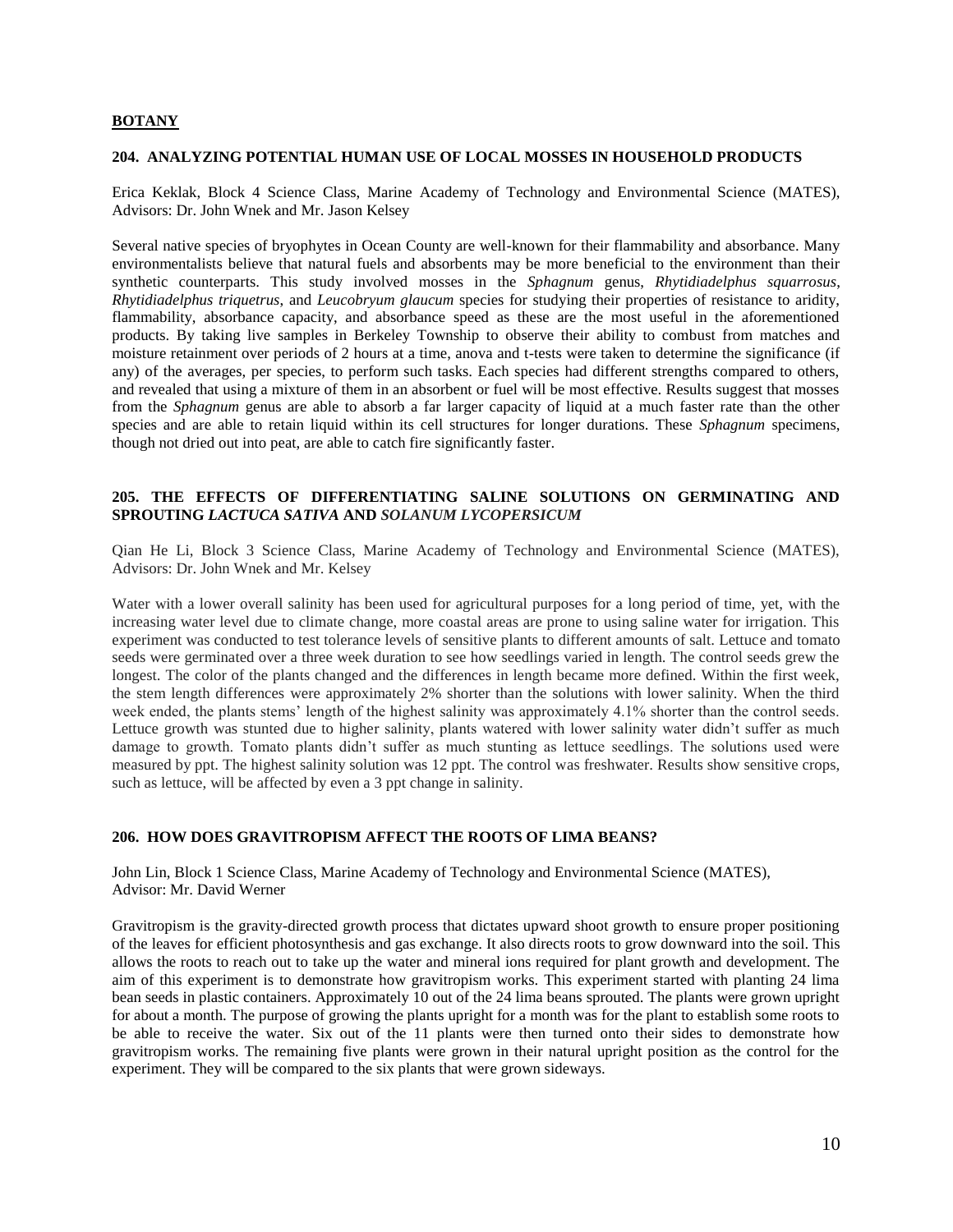## BOTANY

### 204. ANALYZING POTENTIAL HUMAN USE OF LOCAL MOSSES IN HOUSEHOLD PRODUCTS

Erica Keklak, Block 4 Science Class, Marine Academy of Technology and Environmental Science (MATES), Advisors: Dr. John Wnek and Mr. Jason Kelsey

Several native species of bryophytes in Ocean County are well-known for their flammability and absorbance. Many environmentalists believe that natural fuels and absorbents may be more beneficial to the environment than their synthetic counterparts. This study involved mosses in the *Sphagnum* genus, *Rhytidiadelphus squarrosus*, *Rhytidiadelphus triquetrus*, and *Leucobryum glaucum* species for studying their properties of resistance to aridity, flammability, absorbance capacity, and absorbance speed as these are the most useful in the aforementioned products. By taking live samples in Berkeley Township to observe their ability to combust from matches and moisture retainment over periods of 2 hours at a time, anova and t-tests were taken to determine the significance (if any) of the averages, per species, to perform such tasks. Each species had different strengths compared to others, and revealed that using a mixture of them in an absorbent or fuel will be most effective. Results suggest that mosses from the *Sphagnum* genus are able to absorb a far larger capacity of liquid at a much faster rate than the other species and are able to retain liquid within its cell structures for longer durations. These *Sphagnum* specimens, though not dried out into peat, are able to catch fire significantly faster.

### 205. THE EFFECTS OF DIFFERENTIATING SALINE SOLUTIONS ON GERMINATING AND SPROUTING *LACTUCA SATIVA* AND *SOLANUM LYCOPERSICUM*

Qian He Li, Block 3 Science Class, Marine Academy of Technology and Environmental Science (MATES), Advisors: Dr. John Wnek and Mr. Kelsey

Water with a lower overall salinity has been used for agricultural purposes for a long period of time, yet, with the increasing water level due to climate change, more coastal areas are prone to using saline water for irrigation. This experiment was conducted to test tolerance levels of sensitive plants to different amounts of salt. Lettuce and tomato seeds were germinated over a three week duration to see how seedlings varied in length. The control seeds grew the longest. The color of the plants changed and the differences in length became more defined. Within the first week, the stem length differences were approximately 2% shorter than the solutions with lower salinity. When the third week ended, the plants stems' length of the highest salinity was approximately 4.1% shorter than the control seeds. Lettuce growth was stunted due to higher salinity, plants watered with lower salinity water didn't suffer as much damage to growth. Tomato plants didn't suffer as much stunting as lettuce seedlings. The solutions used were measured by ppt. The highest salinity solution was 12 ppt. The control was freshwater. Results show sensitive crops, such as lettuce, will be affected by even a 3 ppt change in salinity.

### 206. HOW DOES GRAVITROPISM AFFECT THE ROOTS OF LIMA BEANS?

John Lin, Block 1 Science Class, Marine Academy of Technology and Environmental Science (MATES), Advisor: Mr. David Werner

Gravitropism is the gravity-directed growth process that dictates upward shoot growth to ensure proper positioning of the leaves for efficient photosynthesis and gas exchange. It also directs roots to grow downward into the soil. This allows the roots to reach out to take up the water and mineral ions required for plant growth and development. The aim of this experiment is to demonstrate how gravitropism works. This experiment started with planting 24 lima bean seeds in plastic containers. Approximately 10 out of the 24 lima beans sprouted. The plants were grown upright for about a month. The purpose of growing the plants upright for a month was for the plant to establish some roots to be able to receive the water. Six out of the 11 plants were then turned onto their sides to demonstrate how gravitropism works. The remaining five plants were grown in their natural upright position as the control for the experiment. They will be compared to the six plants that were grown sideways.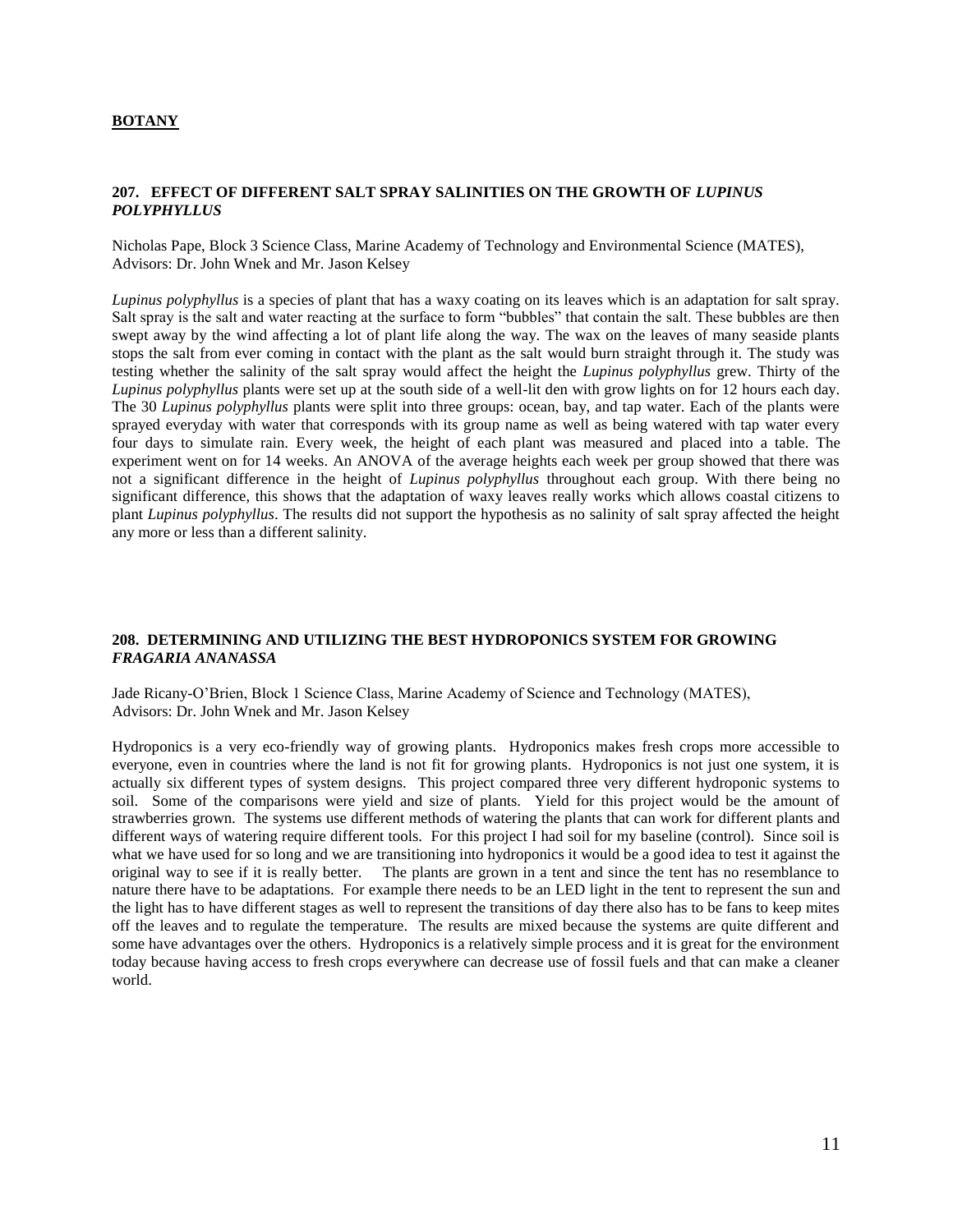## BOTANY

### 207. EFFECT OF DIFFERENT SALT SPRAY SALINITIES ON THE GROWTH OF *LUPINUS POLYPHYLLUS*

Nicholas Pape, Block 3 Science Class, Marine Academy of Technology and Environmental Science (MATES), Advisors: Dr. John Wnek and Mr. Jason Kelsey

*Lupinus polyphyllus* is a species of plant that has a waxy coating on its leaves which is an adaptation for salt spray. Salt spray is the salt and water reacting at the surface to form "bubbles" that contain the salt. These bubbles are then swept away by the wind affecting a lot of plant life along the way. The wax on the leaves of many seaside plants stops the salt from ever coming in contact with the plant as the salt would burn straight through it. The study was testing whether the salinity of the salt spray would affect the height the *Lupinus polyphyllus* grew. Thirty of the *Lupinus polyphyllus* plants were set up at the south side of a well-lit den with grow lights on for 12 hours each day. The 30 *Lupinus polyphyllus* plants were split into three groups: ocean, bay, and tap water. Each of the plants were sprayed everyday with water that corresponds with its group name as well as being watered with tap water every four days to simulate rain. Every week, the height of each plant was measured and placed into a table. The experiment went on for 14 weeks. An ANOVA of the average heights each week per group showed that there was not a significant difference in the height of *Lupinus polyphyllus* throughout each group. With there being no significant difference, this shows that the adaptation of waxy leaves really works which allows coastal citizens to plant *Lupinus polyphyllus*. The results did not support the hypothesis as no salinity of salt spray affected the height any more or less than a different salinity.

### 208. DETERMINING AND UTILIZING THE BEST HYDROPONICS SYSTEM FOR GROWING *FRAGARIA ANANASSA*

Jade Ricany-O'Brien, Block 1 Science Class, Marine Academy of Science and Technology (MATES), Advisors: Dr. John Wnek and Mr. Jason Kelsey

Hydroponics is a very eco-friendly way of growing plants. Hydroponics makes fresh crops more accessible to everyone, even in countries where the land is not fit for growing plants. Hydroponics is not just one system, it is actually six different types of system designs. This project compared three very different hydroponic systems to soil. Some of the comparisons were yield and size of plants. Yield for this project would be the amount of strawberries grown. The systems use different methods of watering the plants that can work for different plants and different ways of watering require different tools. For this project I had soil for my baseline (control). Since soil is what we have used for so long and we are transitioning into hydroponics it would be a good idea to test it against the original way to see if it is really better. The plants are grown in a tent and since the tent has no resemblance to nature there have to be adaptations. For example there needs to be an LED light in the tent to represent the sun and the light has to have different stages as well to represent the transitions of day there also has to be fans to keep mites off the leaves and to regulate the temperature. The results are mixed because the systems are quite different and some have advantages over the others. Hydroponics is a relatively simple process and it is great for the environment today because having access to fresh crops everywhere can decrease use of fossil fuels and that can make a cleaner world.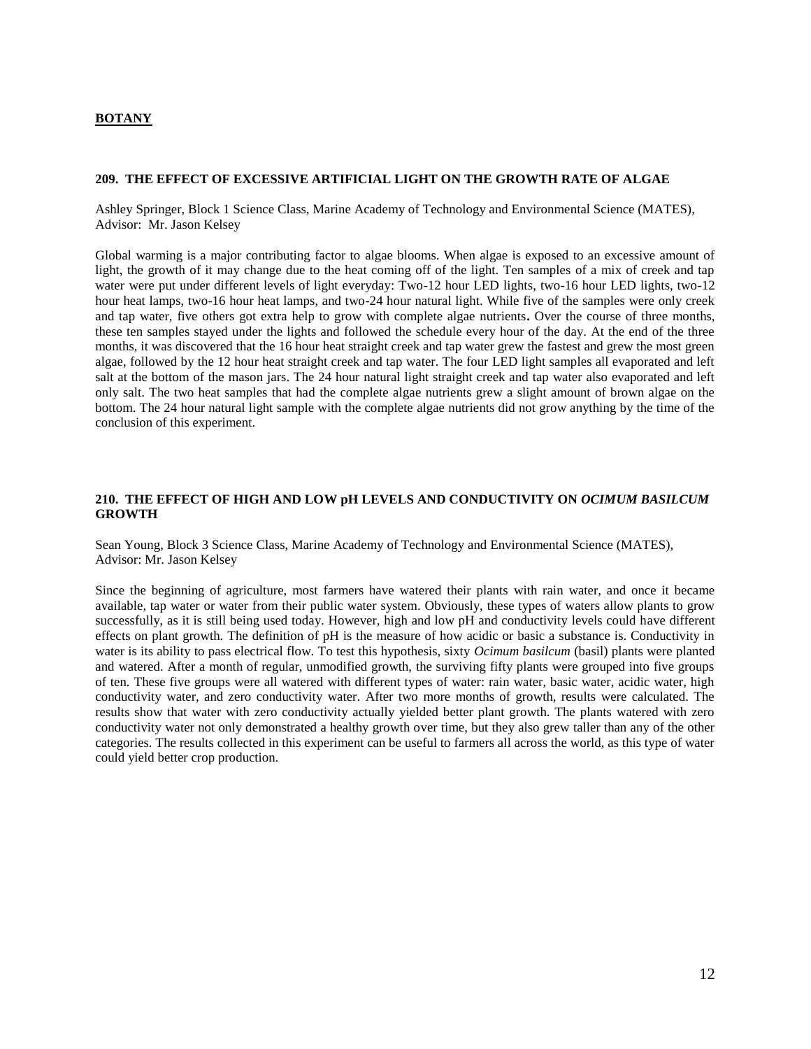## BOTANY

### 209. THE EFFECT OF EXCESSIVE ARTIFICIAL LIGHT ON THE GROWTH RATE OF ALGAE

Ashley Springer, Block 1 Science Class, Marine Academy of Technology and Environmental Science (MATES), Advisor: Mr. Jason Kelsey

Global warming is a major contributing factor to algae blooms. When algae is exposed to an excessive amount of light, the growth of it may change due to the heat coming off of the light. Ten samples of a mix of creek and tap water were put under different levels of light everyday: Two-12 hour LED lights, two-16 hour LED lights, two-12 hour heat lamps, two-16 hour heat lamps, and two-24 hour natural light. While five of the samples were only creek and tap water, five others got extra help to grow with complete algae nutrients**.** Over the course of three months, these ten samples stayed under the lights and followed the schedule every hour of the day. At the end of the three months, it was discovered that the 16 hour heat straight creek and tap water grew the fastest and grew the most green algae, followed by the 12 hour heat straight creek and tap water. The four LED light samples all evaporated and left salt at the bottom of the mason jars. The 24 hour natural light straight creek and tap water also evaporated and left only salt. The two heat samples that had the complete algae nutrients grew a slight amount of brown algae on the bottom. The 24 hour natural light sample with the complete algae nutrients did not grow anything by the time of the conclusion of this experiment.

### 210. THE EFFECT OF HIGH AND LOW pH LEVELS AND CONDUCTIVITY ON *OCIMUM BASILCUM* GROWTH

Sean Young, Block 3 Science Class, Marine Academy of Technology and Environmental Science (MATES), Advisor: Mr. Jason Kelsey

Since the beginning of agriculture, most farmers have watered their plants with rain water, and once it became available, tap water or water from their public water system. Obviously, these types of waters allow plants to grow successfully, as it is still being used today. However, high and low pH and conductivity levels could have different effects on plant growth. The definition of pH is the measure of how acidic or basic a substance is. Conductivity in water is its ability to pass electrical flow. To test this hypothesis, sixty *Ocimum basilcum* (basil) plants were planted and watered. After a month of regular, unmodified growth, the surviving fifty plants were grouped into five groups of ten. These five groups were all watered with different types of water: rain water, basic water, acidic water, high conductivity water, and zero conductivity water. After two more months of growth, results were calculated. The results show that water with zero conductivity actually yielded better plant growth. The plants watered with zero conductivity water not only demonstrated a healthy growth over time, but they also grew taller than any of the other categories. The results collected in this experiment can be useful to farmers all across the world, as this type of water could yield better crop production.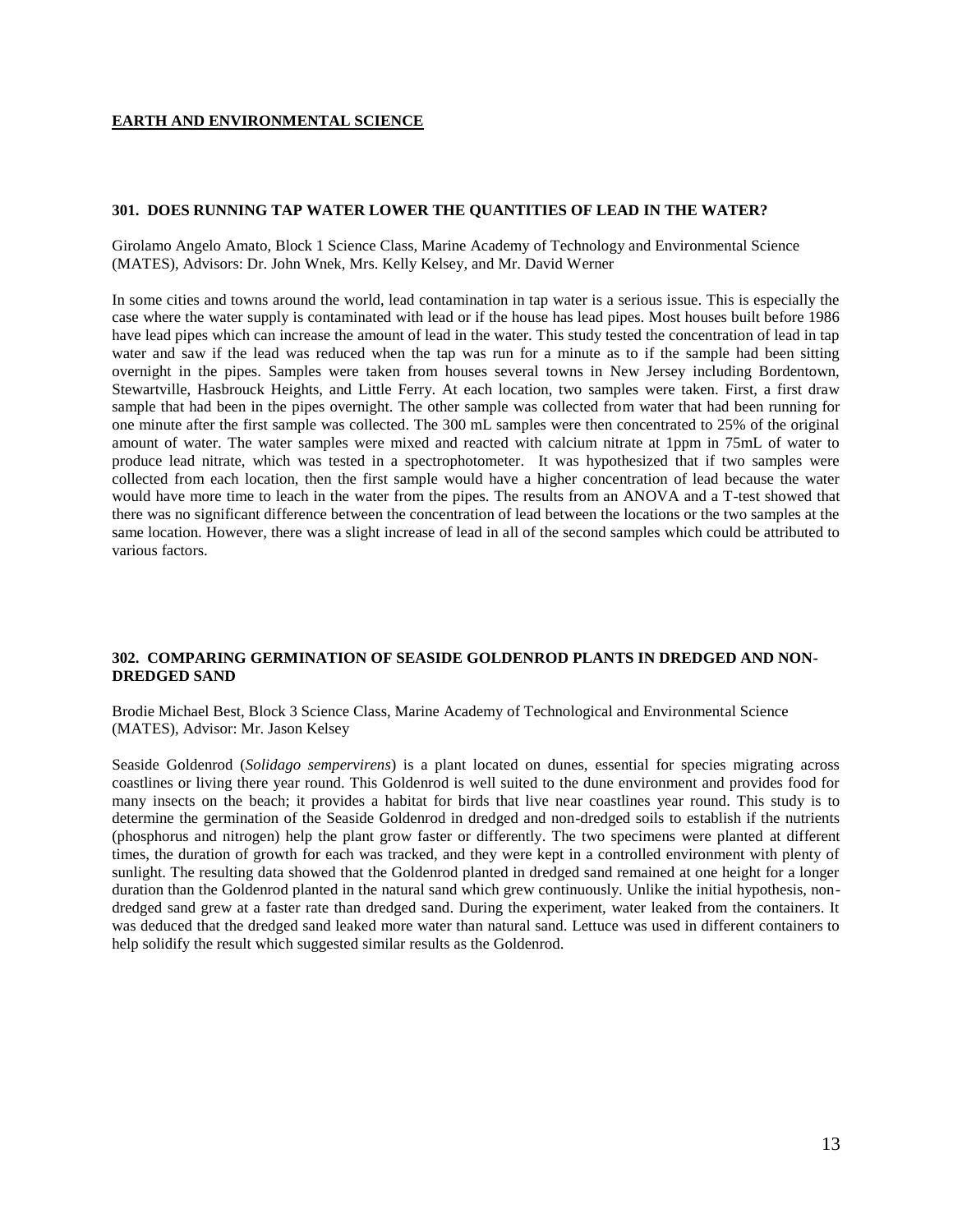## **EARTH AND ENVIRONMENTAL SCIENCE**

### **301. DOES RUNNING TAP WATER LOWER THE QUANTITIES OF LEAD IN THE WATER?**

Girolamo Angelo Amato, Block 1 Science Class, Marine Academy of Technology and Environmental Science (MATES), Advisors: Dr. John Wnek, Mrs. Kelly Kelsey, and Mr. David Werner

In some cities and towns around the world, lead contamination in tap water is a serious issue. This is especially the case where the water supply is contaminated with lead or if the house has lead pipes. Most houses built before 1986 have lead pipes which can increase the amount of lead in the water. This study tested the concentration of lead in tap water and saw if the lead was reduced when the tap was run for a minute as to if the sample had been sitting overnight in the pipes. Samples were taken from houses several towns in New Jersey including Bordentown, Stewartville, Hasbrouck Heights, and Little Ferry. At each location, two samples were taken. First, a first draw sample that had been in the pipes overnight. The other sample was collected from water that had been running for one minute after the first sample was collected. The 300 mL samples were then concentrated to 25% of the original amount of water. The water samples were mixed and reacted with calcium nitrate at 1ppm in 75mL of water to produce lead nitrate, which was tested in a spectrophotometer. It was hypothesized that if two samples were collected from each location, then the first sample would have a higher concentration of lead because the water would have more time to leach in the water from the pipes. The results from an ANOVA and a T-test showed that there was no significant difference between the concentration of lead between the locations or the two samples at the same location. However, there was a slight increase of lead in all of the second samples which could be attributed to various factors.

### **302. COMPARING GERMINATION OF SEASIDE GOLDENROD PLANTS IN DREDGED AND NON-DREDGED SAND**

Brodie Michael Best, Block 3 Science Class, Marine Academy of Technological and Environmental Science (MATES), Advisor: Mr. Jason Kelsey

Seaside Goldenrod (*Solidago sempervirens*) is a plant located on dunes, essential for species migrating across coastlines or living there year round. This Goldenrod is well suited to the dune environment and provides food for many insects on the beach; it provides a habitat for birds that live near coastlines year round. This study is to determine the germination of the Seaside Goldenrod in dredged and non-dredged soils to establish if the nutrients (phosphorus and nitrogen) help the plant grow faster or differently. The two specimens were planted at different times, the duration of growth for each was tracked, and they were kept in a controlled environment with plenty of sunlight. The resulting data showed that the Goldenrod planted in dredged sand remained at one height for a longer duration than the Goldenrod planted in the natural sand which grew continuously. Unlike the initial hypothesis, non-dredged sand grew at a faster rate than dredged sand. During the experiment, water leaked from the containers. It was deduced that the dredged sand leaked more water than natural sand. Lettuce was used in different containers to help solidify the result which suggested similar results as the Goldenrod.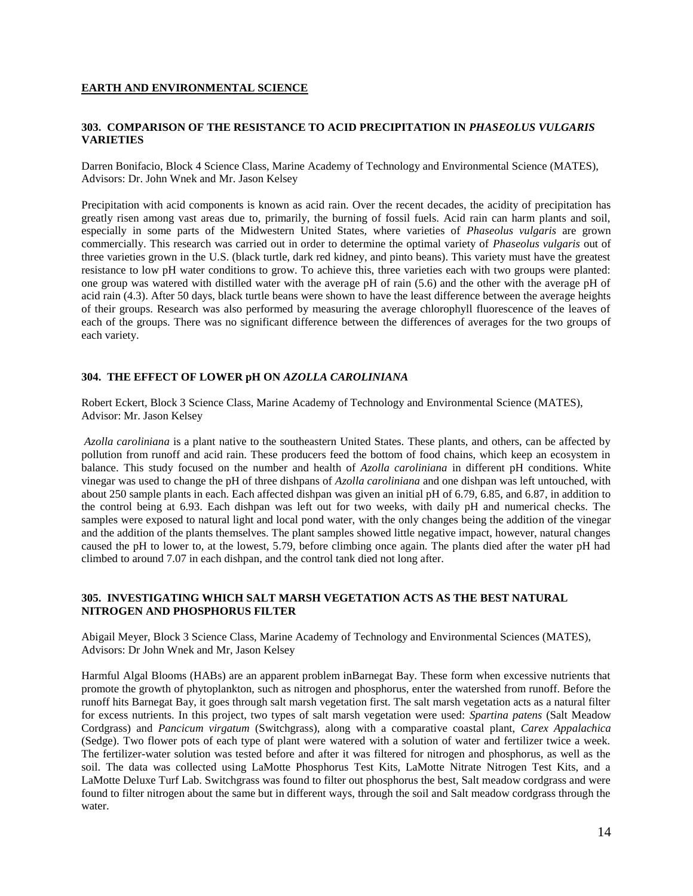## EARTH AND ENVIRONMENTAL SCIENCE

### 303. COMPARISON OF THE RESISTANCE TO ACID PRECIPITATION IN *PHASEOLUS VULGARIS* VARIETIES

Darren Bonifacio, Block 4 Science Class, Marine Academy of Technology and Environmental Science (MATES), Advisors: Dr. John Wnek and Mr. Jason Kelsey

Precipitation with acid components is known as acid rain. Over the recent decades, the acidity of precipitation has greatly risen among vast areas due to, primarily, the burning of fossil fuels. Acid rain can harm plants and soil, especially in some parts of the Midwestern United States, where varieties of *Phaseolus vulgaris* are grown commercially. This research was carried out in order to determine the optimal variety of *Phaseolus vulgaris* out of three varieties grown in the U.S. (black turtle, dark red kidney, and pinto beans). This variety must have the greatest resistance to low pH water conditions to grow. To achieve this, three varieties each with two groups were planted: one group was watered with distilled water with the average pH of rain (5.6) and the other with the average pH of acid rain (4.3). After 50 days, black turtle beans were shown to have the least difference between the average heights of their groups. Research was also performed by measuring the average chlorophyll fluorescence of the leaves of each of the groups. There was no significant difference between the differences of averages for the two groups of each variety.

### 304. THE EFFECT OF LOWER pH ON *AZOLLA CAROLINIANA*

Robert Eckert, Block 3 Science Class, Marine Academy of Technology and Environmental Science (MATES), Advisor: Mr. Jason Kelsey

*Azolla caroliniana* is a plant native to the southeastern United States. These plants, and others, can be affected by pollution from runoff and acid rain. These producers feed the bottom of food chains, which keep an ecosystem in balance. This study focused on the number and health of *Azolla caroliniana* in different pH conditions. White vinegar was used to change the pH of three dishpans of *Azolla caroliniana* and one dishpan was left untouched, with about 250 sample plants in each. Each affected dishpan was given an initial pH of 6.79, 6.85, and 6.87, in addition to the control being at 6.93. Each dishpan was left out for two weeks, with daily pH and numerical checks. The samples were exposed to natural light and local pond water, with the only changes being the addition of the vinegar and the addition of the plants themselves. The plant samples showed little negative impact, however, natural changes caused the pH to lower to, at the lowest, 5.79, before climbing once again. The plants died after the water pH had climbed to around 7.07 in each dishpan, and the control tank died not long after.

### 305. INVESTIGATING WHICH SALT MARSH VEGETATION ACTS AS THE BEST NATURAL NITROGEN AND PHOSPHORUS FILTER

Abigail Meyer, Block 3 Science Class, Marine Academy of Technology and Environmental Sciences (MATES), Advisors: Dr John Wnek and Mr, Jason Kelsey

Harmful Algal Blooms (HABs) are an apparent problem inBarnegat Bay. These form when excessive nutrients that promote the growth of phytoplankton, such as nitrogen and phosphorus, enter the watershed from runoff. Before the runoff hits Barnegat Bay, it goes through salt marsh vegetation first. The salt marsh vegetation acts as a natural filter for excess nutrients. In this project, two types of salt marsh vegetation were used: *Spartina patens* (Salt Meadow Cordgrass) and *Pancicum virgatum* (Switchgrass), along with a comparative coastal plant, *Carex Appalachica* (Sedge). Two flower pots of each type of plant were watered with a solution of water and fertilizer twice a week. The fertilizer-water solution was tested before and after it was filtered for nitrogen and phosphorus, as well as the soil. The data was collected using LaMotte Phosphorus Test Kits, LaMotte Nitrate Nitrogen Test Kits, and a LaMotte Deluxe Turf Lab. Switchgrass was found to filter out phosphorus the best, Salt meadow cordgrass and were found to filter nitrogen about the same but in different ways, through the soil and Salt meadow cordgrass through the water.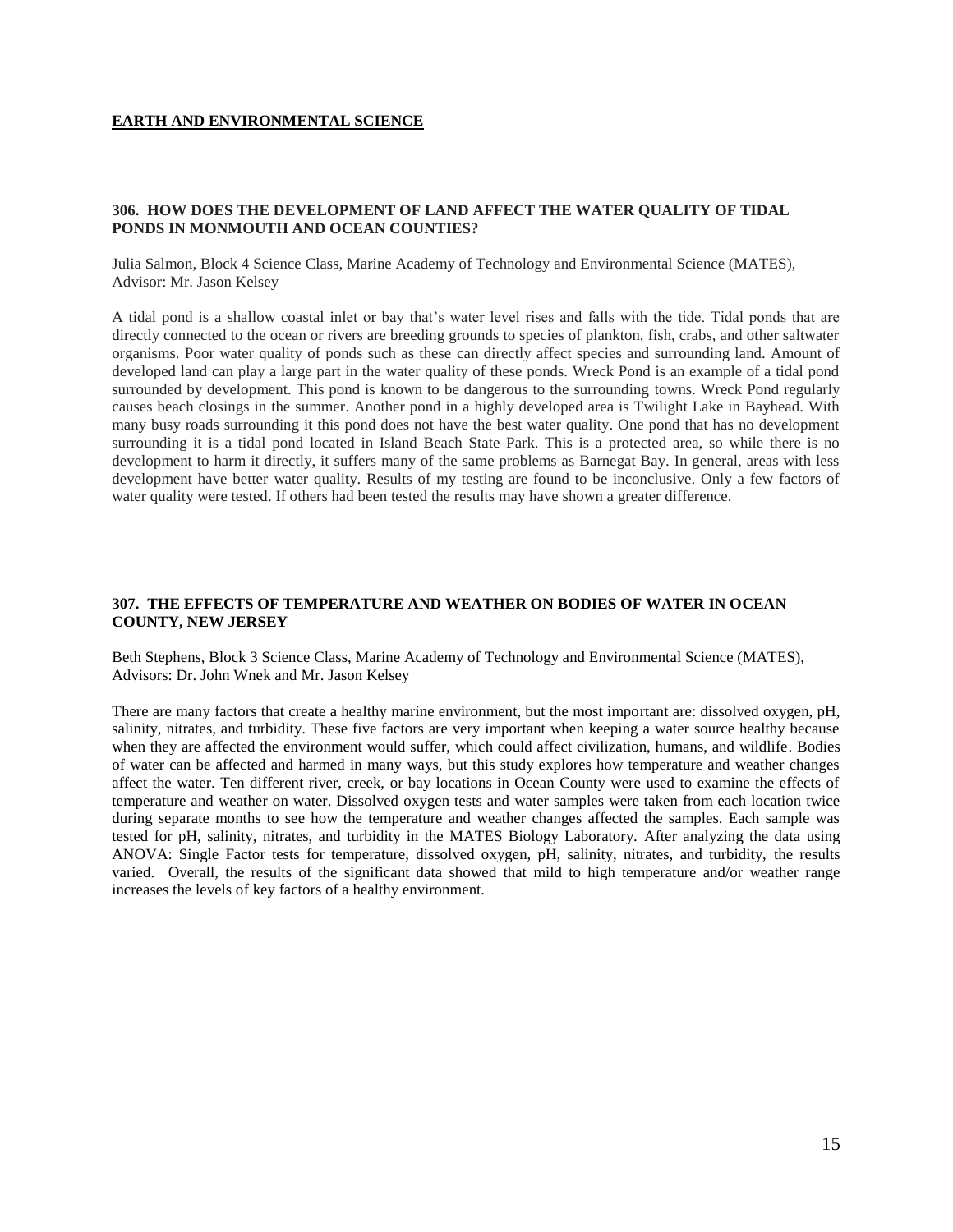## EARTH AND ENVIRONMENTAL SCIENCE

### 306. HOW DOES THE DEVELOPMENT OF LAND AFFECT THE WATER QUALITY OF TIDAL PONDS IN MONMOUTH AND OCEAN COUNTIES?

Julia Salmon, Block 4 Science Class, Marine Academy of Technology and Environmental Science (MATES), Advisor: Mr. Jason Kelsey

A tidal pond is a shallow coastal inlet or bay that's water level rises and falls with the tide. Tidal ponds that are directly connected to the ocean or rivers are breeding grounds to species of plankton, fish, crabs, and other saltwater organisms. Poor water quality of ponds such as these can directly affect species and surrounding land. Amount of developed land can play a large part in the water quality of these ponds. Wreck Pond is an example of a tidal pond surrounded by development. This pond is known to be dangerous to the surrounding towns. Wreck Pond regularly causes beach closings in the summer. Another pond in a highly developed area is Twilight Lake in Bayhead. With many busy roads surrounding it this pond does not have the best water quality. One pond that has no development surrounding it is a tidal pond located in Island Beach State Park. This is a protected area, so while there is no development to harm it directly, it suffers many of the same problems as Barnegat Bay. In general, areas with less development have better water quality. Results of my testing are found to be inconclusive. Only a few factors of water quality were tested. If others had been tested the results may have shown a greater difference.

### 307. THE EFFECTS OF TEMPERATURE AND WEATHER ON BODIES OF WATER IN OCEAN COUNTY, NEW JERSEY

Beth Stephens, Block 3 Science Class, Marine Academy of Technology and Environmental Science (MATES), Advisors: Dr. John Wnek and Mr. Jason Kelsey

There are many factors that create a healthy marine environment, but the most important are: dissolved oxygen, pH, salinity, nitrates, and turbidity. These five factors are very important when keeping a water source healthy because when they are affected the environment would suffer, which could affect civilization, humans, and wildlife. Bodies of water can be affected and harmed in many ways, but this study explores how temperature and weather changes affect the water. Ten different river, creek, or bay locations in Ocean County were used to examine the effects of temperature and weather on water. Dissolved oxygen tests and water samples were taken from each location twice during separate months to see how the temperature and weather changes affected the samples. Each sample was tested for pH, salinity, nitrates, and turbidity in the MATES Biology Laboratory. After analyzing the data using ANOVA: Single Factor tests for temperature, dissolved oxygen, pH, salinity, nitrates, and turbidity, the results varied. Overall, the results of the significant data showed that mild to high temperature and/or weather range increases the levels of key factors of a healthy environment.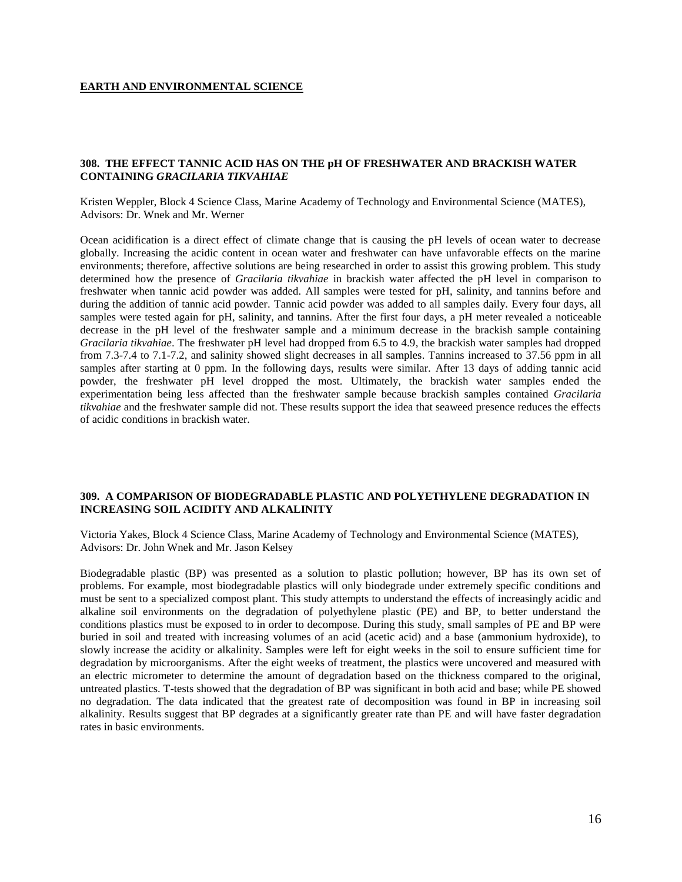## EARTH AND ENVIRONMENTAL SCIENCE

### 308. THE EFFECT TANNIC ACID HAS ON THE pH OF FRESHWATER AND BRACKISH WATER CONTAINING *GRACILARIA TIKVAHIAE*

Kristen Weppler, Block 4 Science Class, Marine Academy of Technology and Environmental Science (MATES), Advisors: Dr. Wnek and Mr. Werner

Ocean acidification is a direct effect of climate change that is causing the pH levels of ocean water to decrease globally. Increasing the acidic content in ocean water and freshwater can have unfavorable effects on the marine environments; therefore, affective solutions are being researched in order to assist this growing problem. This study determined how the presence of *Gracilaria tikvahiae* in brackish water affected the pH level in comparison to freshwater when tannic acid powder was added. All samples were tested for pH, salinity, and tannins before and during the addition of tannic acid powder. Tannic acid powder was added to all samples daily. Every four days, all samples were tested again for pH, salinity, and tannins. After the first four days, a pH meter revealed a noticeable decrease in the pH level of the freshwater sample and a minimum decrease in the brackish sample containing *Gracilaria tikvahiae*. The freshwater pH level had dropped from 6.5 to 4.9, the brackish water samples had dropped from 7.3-7.4 to 7.1-7.2, and salinity showed slight decreases in all samples. Tannins increased to 37.56 ppm in all samples after starting at 0 ppm. In the following days, results were similar. After 13 days of adding tannic acid powder, the freshwater pH level dropped the most. Ultimately, the brackish water samples ended the experimentation being less affected than the freshwater sample because brackish samples contained *Gracilaria tikvahiae* and the freshwater sample did not. These results support the idea that seaweed presence reduces the effects of acidic conditions in brackish water.

### 309. A COMPARISON OF BIODEGRADABLE PLASTIC AND POLYETHYLENE DEGRADATION IN INCREASING SOIL ACIDITY AND ALKALINITY

Victoria Yakes, Block 4 Science Class, Marine Academy of Technology and Environmental Science (MATES), Advisors: Dr. John Wnek and Mr. Jason Kelsey

Biodegradable plastic (BP) was presented as a solution to plastic pollution; however, BP has its own set of problems. For example, most biodegradable plastics will only biodegrade under extremely specific conditions and must be sent to a specialized compost plant. This study attempts to understand the effects of increasingly acidic and alkaline soil environments on the degradation of polyethylene plastic (PE) and BP, to better understand the conditions plastics must be exposed to in order to decompose. During this study, small samples of PE and BP were buried in soil and treated with increasing volumes of an acid (acetic acid) and a base (ammonium hydroxide), to slowly increase the acidity or alkalinity. Samples were left for eight weeks in the soil to ensure sufficient time for degradation by microorganisms. After the eight weeks of treatment, the plastics were uncovered and measured with an electric micrometer to determine the amount of degradation based on the thickness compared to the original, untreated plastics. T-tests showed that the degradation of BP was significant in both acid and base; while PE showed no degradation. The data indicated that the greatest rate of decomposition was found in BP in increasing soil alkalinity. Results suggest that BP degrades at a significantly greater rate than PE and will have faster degradation rates in basic environments.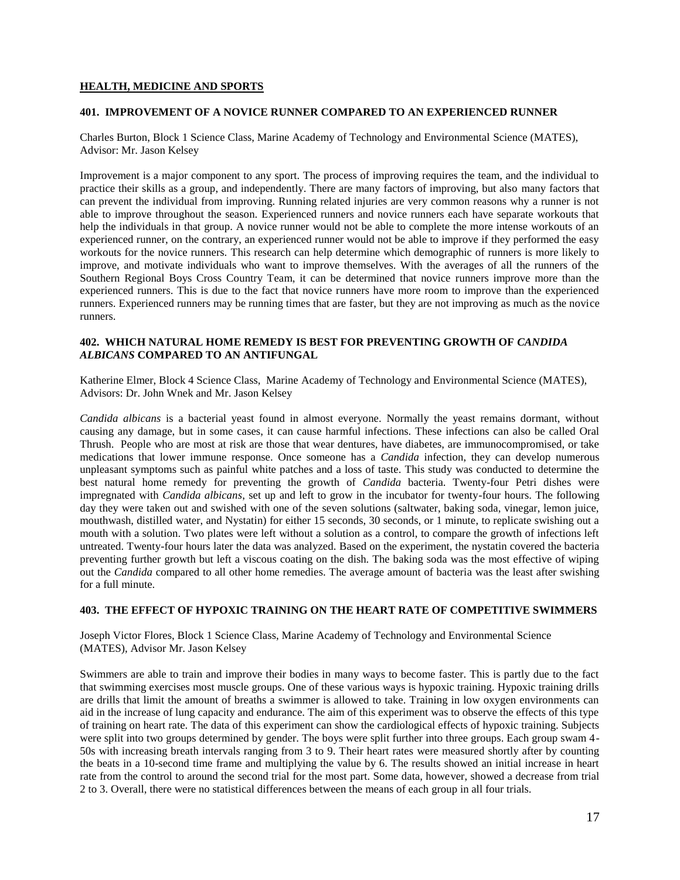## HEALTH, MEDICINE AND SPORTS

### 401. IMPROVEMENT OF A NOVICE RUNNER COMPARED TO AN EXPERIENCED RUNNER

Charles Burton, Block 1 Science Class, Marine Academy of Technology and Environmental Science (MATES), Advisor: Mr. Jason Kelsey

Improvement is a major component to any sport. The process of improving requires the team, and the individual to practice their skills as a group, and independently. There are many factors of improving, but also many factors that can prevent the individual from improving. Running related injuries are very common reasons why a runner is not able to improve throughout the season. Experienced runners and novice runners each have separate workouts that help the individuals in that group. A novice runner would not be able to complete the more intense workouts of an experienced runner, on the contrary, an experienced runner would not be able to improve if they performed the easy workouts for the novice runners. This research can help determine which demographic of runners is more likely to improve, and motivate individuals who want to improve themselves. With the averages of all the runners of the Southern Regional Boys Cross Country Team, it can be determined that novice runners improve more than the experienced runners. This is due to the fact that novice runners have more room to improve than the experienced runners. Experienced runners may be running times that are faster, but they are not improving as much as the novice runners.

### 402. WHICH NATURAL HOME REMEDY IS BEST FOR PREVENTING GROWTH OF *CANDIDA ALBICANS* COMPARED TO AN ANTIFUNGAL

Katherine Elmer, Block 4 Science Class, Marine Academy of Technology and Environmental Science (MATES), Advisors: Dr. John Wnek and Mr. Jason Kelsey

*Candida albicans* is a bacterial yeast found in almost everyone. Normally the yeast remains dormant, without causing any damage, but in some cases, it can cause harmful infections. These infections can also be called Oral Thrush. People who are most at risk are those that wear dentures, have diabetes, are immunocompromised, or take medications that lower immune response. Once someone has a *Candida* infection, they can develop numerous unpleasant symptoms such as painful white patches and a loss of taste. This study was conducted to determine the best natural home remedy for preventing the growth of *Candida* bacteria. Twenty-four Petri dishes were impregnated with *Candida albicans*, set up and left to grow in the incubator for twenty-four hours. The following day they were taken out and swished with one of the seven solutions (saltwater, baking soda, vinegar, lemon juice, mouthwash, distilled water, and Nystatin) for either 15 seconds, 30 seconds, or 1 minute, to replicate swishing out a mouth with a solution. Two plates were left without a solution as a control, to compare the growth of infections left untreated. Twenty-four hours later the data was analyzed. Based on the experiment, the nystatin covered the bacteria preventing further growth but left a viscous coating on the dish. The baking soda was the most effective of wiping out the *Candida* compared to all other home remedies. The average amount of bacteria was the least after swishing for a full minute.

### 403. THE EFFECT OF HYPOXIC TRAINING ON THE HEART RATE OF COMPETITIVE SWIMMERS

Joseph Victor Flores, Block 1 Science Class, Marine Academy of Technology and Environmental Science (MATES), Advisor Mr. Jason Kelsey

Swimmers are able to train and improve their bodies in many ways to become faster. This is partly due to the fact that swimming exercises most muscle groups. One of these various ways is hypoxic training. Hypoxic training drills are drills that limit the amount of breaths a swimmer is allowed to take. Training in low oxygen environments can aid in the increase of lung capacity and endurance. The aim of this experiment was to observe the effects of this type of training on heart rate. The data of this experiment can show the cardiological effects of hypoxic training. Subjects were split into two groups determined by gender. The boys were split further into three groups. Each group swam 4-50s with increasing breath intervals ranging from 3 to 9. Their heart rates were measured shortly after by counting the beats in a 10-second time frame and multiplying the value by 6. The results showed an initial increase in heart rate from the control to around the second trial for the most part. Some data, however, showed a decrease from trial 2 to 3. Overall, there were no statistical differences between the means of each group in all four trials.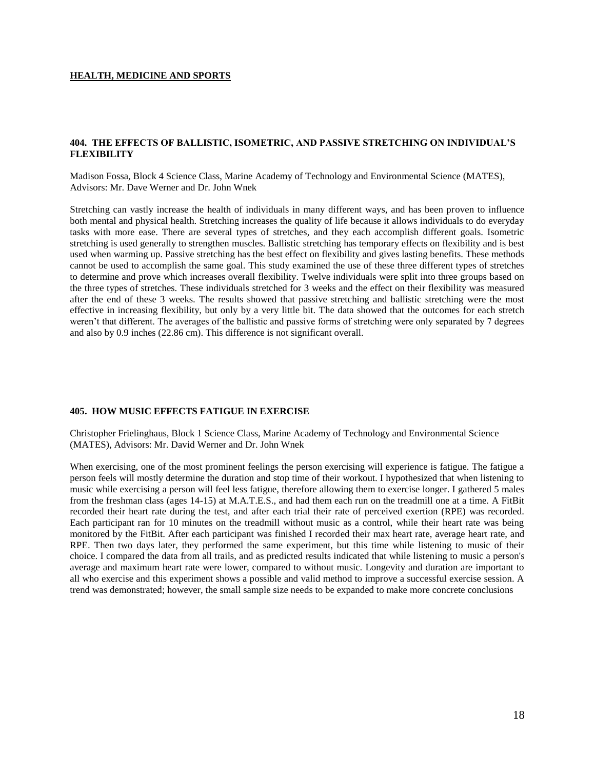## HEALTH, MEDICINE AND SPORTS

### 404. THE EFFECTS OF BALLISTIC, ISOMETRIC, AND PASSIVE STRETCHING ON INDIVIDUAL'S FLEXIBILITY

Madison Fossa, Block 4 Science Class, Marine Academy of Technology and Environmental Science (MATES), Advisors: Mr. Dave Werner and Dr. John Wnek

Stretching can vastly increase the health of individuals in many different ways, and has been proven to influence both mental and physical health. Stretching increases the quality of life because it allows individuals to do everyday tasks with more ease. There are several types of stretches, and they each accomplish different goals. Isometric stretching is used generally to strengthen muscles. Ballistic stretching has temporary effects on flexibility and is best used when warming up. Passive stretching has the best effect on flexibility and gives lasting benefits. These methods cannot be used to accomplish the same goal. This study examined the use of these three different types of stretches to determine and prove which increases overall flexibility. Twelve individuals were split into three groups based on the three types of stretches. These individuals stretched for 3 weeks and the effect on their flexibility was measured after the end of these 3 weeks. The results showed that passive stretching and ballistic stretching were the most effective in increasing flexibility, but only by a very little bit. The data showed that the outcomes for each stretch weren't that different. The averages of the ballistic and passive forms of stretching were only separated by 7 degrees and also by 0.9 inches (22.86 cm). This difference is not significant overall.

### 405. HOW MUSIC EFFECTS FATIGUE IN EXERCISE

Christopher Frielinghaus, Block 1 Science Class, Marine Academy of Technology and Environmental Science (MATES), Advisors: Mr. David Werner and Dr. John Wnek

When exercising, one of the most prominent feelings the person exercising will experience is fatigue. The fatigue a person feels will mostly determine the duration and stop time of their workout. I hypothesized that when listening to music while exercising a person will feel less fatigue, therefore allowing them to exercise longer. I gathered 5 males from the freshman class (ages 14-15) at M.A.T.E.S., and had them each run on the treadmill one at a time. A FitBit recorded their heart rate during the test, and after each trial their rate of perceived exertion (RPE) was recorded. Each participant ran for 10 minutes on the treadmill without music as a control, while their heart rate was being monitored by the FitBit. After each participant was finished I recorded their max heart rate, average heart rate, and RPE. Then two days later, they performed the same experiment, but this time while listening to music of their choice. I compared the data from all trails, and as predicted results indicated that while listening to music a person's average and maximum heart rate were lower, compared to without music. Longevity and duration are important to all who exercise and this experiment shows a possible and valid method to improve a successful exercise session. A trend was demonstrated; however, the small sample size needs to be expanded to make more concrete conclusions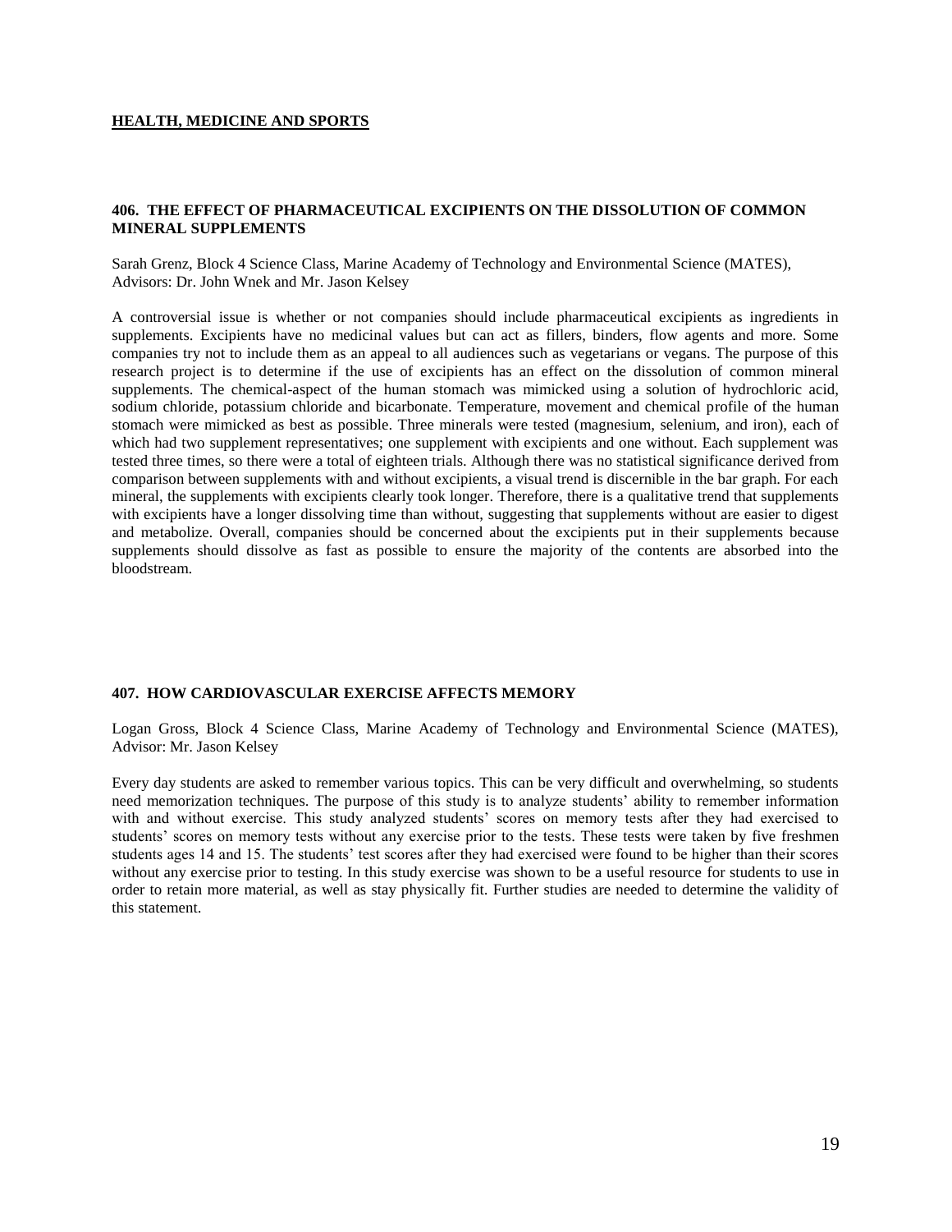## HEALTH, MEDICINE AND SPORTS

### 406. THE EFFECT OF PHARMACEUTICAL EXCIPIENTS ON THE DISSOLUTION OF COMMON MINERAL SUPPLEMENTS

Sarah Grenz, Block 4 Science Class, Marine Academy of Technology and Environmental Science (MATES), Advisors: Dr. John Wnek and Mr. Jason Kelsey

A controversial issue is whether or not companies should include pharmaceutical excipients as ingredients in supplements. Excipients have no medicinal values but can act as fillers, binders, flow agents and more. Some companies try not to include them as an appeal to all audiences such as vegetarians or vegans. The purpose of this research project is to determine if the use of excipients has an effect on the dissolution of common mineral supplements. The chemical-aspect of the human stomach was mimicked using a solution of hydrochloric acid, sodium chloride, potassium chloride and bicarbonate. Temperature, movement and chemical profile of the human stomach were mimicked as best as possible. Three minerals were tested (magnesium, selenium, and iron), each of which had two supplement representatives; one supplement with excipients and one without. Each supplement was tested three times, so there were a total of eighteen trials. Although there was no statistical significance derived from comparison between supplements with and without excipients, a visual trend is discernible in the bar graph. For each mineral, the supplements with excipients clearly took longer. Therefore, there is a qualitative trend that supplements with excipients have a longer dissolving time than without, suggesting that supplements without are easier to digest and metabolize. Overall, companies should be concerned about the excipients put in their supplements because supplements should dissolve as fast as possible to ensure the majority of the contents are absorbed into the bloodstream.

### 407. HOW CARDIOVASCULAR EXERCISE AFFECTS MEMORY

Logan Gross, Block 4 Science Class, Marine Academy of Technology and Environmental Science (MATES), Advisor: Mr. Jason Kelsey

Every day students are asked to remember various topics. This can be very difficult and overwhelming, so students need memorization techniques. The purpose of this study is to analyze students' ability to remember information with and without exercise. This study analyzed students' scores on memory tests after they had exercised to students' scores on memory tests without any exercise prior to the tests. These tests were taken by five freshmen students ages 14 and 15. The students' test scores after they had exercised were found to be higher than their scores without any exercise prior to testing. In this study exercise was shown to be a useful resource for students to use in order to retain more material, as well as stay physically fit. Further studies are needed to determine the validity of this statement.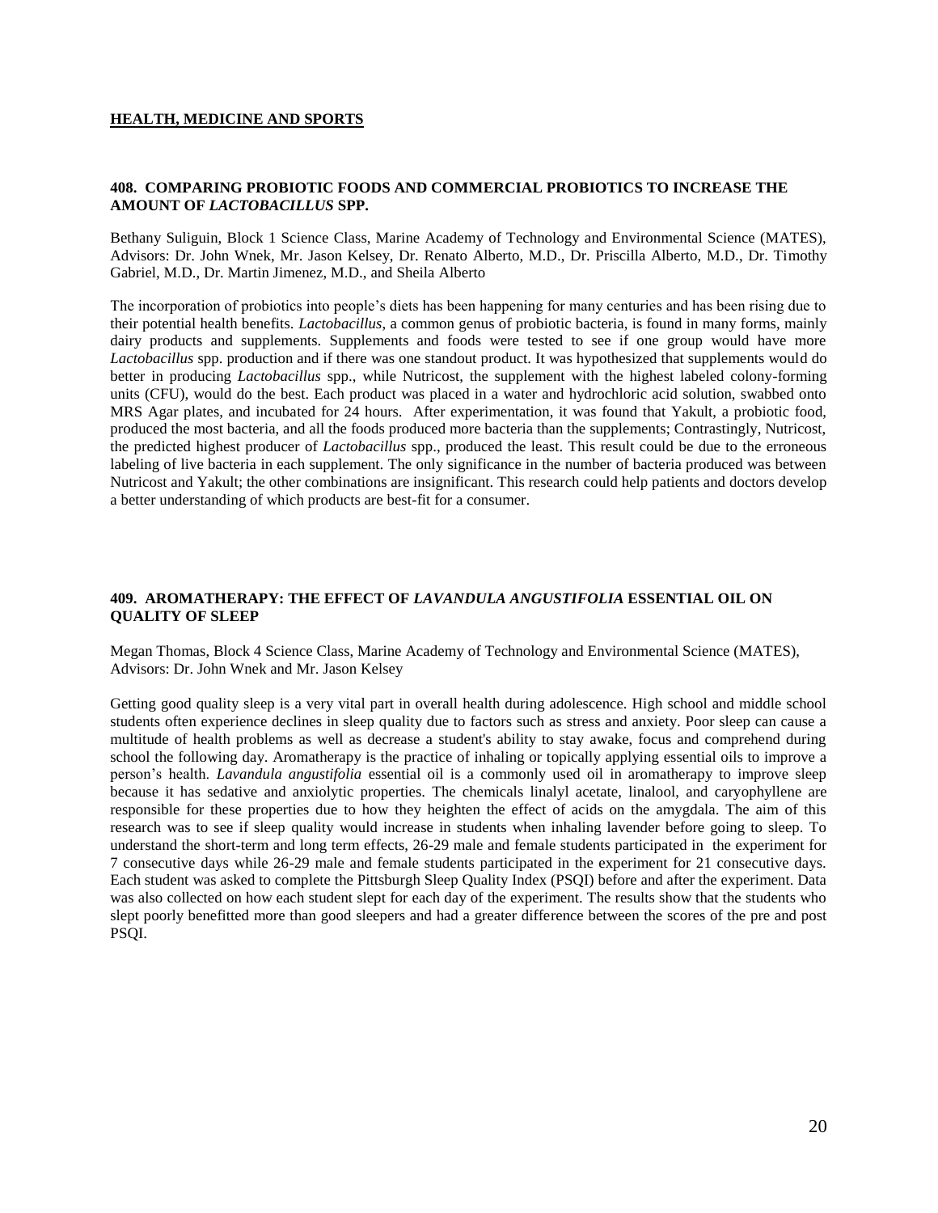**HEALTH, MEDICINE AND SPORTS**

### 408. COMPARING PROBIOTIC FOODS AND COMMERCIAL PROBIOTICS TO INCREASE THE AMOUNT OF *LACTOBACILLUS* SPP.

Bethany Suliguin, Block 1 Science Class, Marine Academy of Technology and Environmental Science (MATES), Advisors: Dr. John Wnek, Mr. Jason Kelsey, Dr. Renato Alberto, M.D., Dr. Priscilla Alberto, M.D., Dr. Timothy Gabriel, M.D., Dr. Martin Jimenez, M.D., and Sheila Alberto

The incorporation of probiotics into people's diets has been happening for many centuries and has been rising due to their potential health benefits. *Lactobacillus*, a common genus of probiotic bacteria, is found in many forms, mainly dairy products and supplements. Supplements and foods were tested to see if one group would have more *Lactobacillus* spp. production and if there was one standout product. It was hypothesized that supplements would do better in producing *Lactobacillus* spp., while Nutricost, the supplement with the highest labeled colony-forming units (CFU), would do the best. Each product was placed in a water and hydrochloric acid solution, swabbed onto MRS Agar plates, and incubated for 24 hours. After experimentation, it was found that Yakult, a probiotic food, produced the most bacteria, and all the foods produced more bacteria than the supplements; Contrastingly, Nutricost, the predicted highest producer of *Lactobacillus* spp., produced the least. This result could be due to the erroneous labeling of live bacteria in each supplement. The only significance in the number of bacteria produced was between Nutricost and Yakult; the other combinations are insignificant. This research could help patients and doctors develop a better understanding of which products are best-fit for a consumer.

### 409. AROMATHERAPY: THE EFFECT OF *LAVANDULA ANGUSTIFOLIA* ESSENTIAL OIL ON QUALITY OF SLEEP

Megan Thomas, Block 4 Science Class, Marine Academy of Technology and Environmental Science (MATES), Advisors: Dr. John Wnek and Mr. Jason Kelsey

Getting good quality sleep is a very vital part in overall health during adolescence. High school and middle school students often experience declines in sleep quality due to factors such as stress and anxiety. Poor sleep can cause a multitude of health problems as well as decrease a student's ability to stay awake, focus and comprehend during school the following day. Aromatherapy is the practice of inhaling or topically applying essential oils to improve a person's health. *Lavandula angustifolia* essential oil is a commonly used oil in aromatherapy to improve sleep because it has sedative and anxiolytic properties. The chemicals linalyl acetate, linalool, and caryophyllene are responsible for these properties due to how they heighten the effect of acids on the amygdala. The aim of this research was to see if sleep quality would increase in students when inhaling lavender before going to sleep. To understand the short-term and long term effects, 26-29 male and female students participated in the experiment for 7 consecutive days while 26-29 male and female students participated in the experiment for 21 consecutive days. Each student was asked to complete the Pittsburgh Sleep Quality Index (PSQI) before and after the experiment. Data was also collected on how each student slept for each day of the experiment. The results show that the students who slept poorly benefitted more than good sleepers and had a greater difference between the scores of the pre and post PSQI.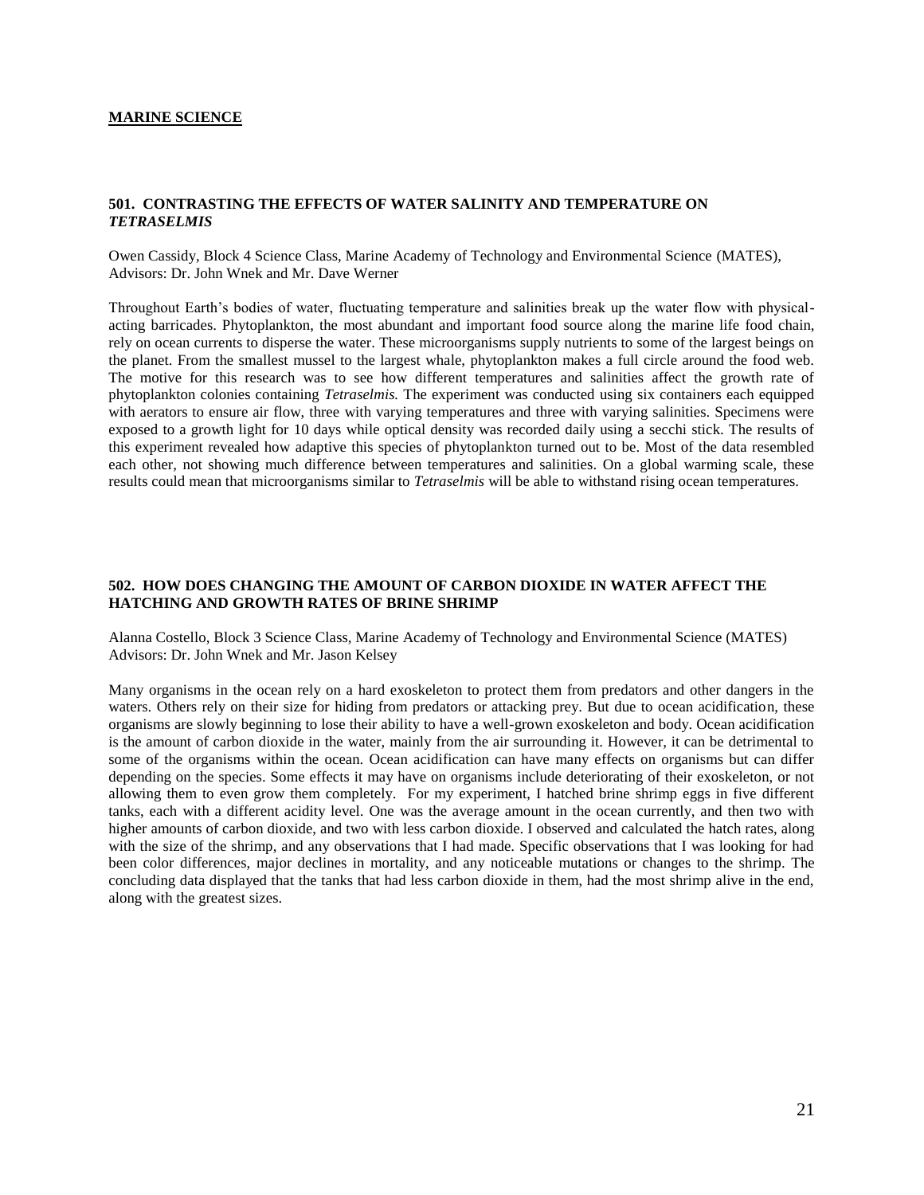## MARINE SCIENCE

### 501. CONTRASTING THE EFFECTS OF WATER SALINITY AND TEMPERATURE ON *TETRASELMIS*

Owen Cassidy, Block 4 Science Class, Marine Academy of Technology and Environmental Science (MATES), Advisors: Dr. John Wnek and Mr. Dave Werner

Throughout Earth's bodies of water, fluctuating temperature and salinities break up the water flow with physical-acting barricades. Phytoplankton, the most abundant and important food source along the marine life food chain, rely on ocean currents to disperse the water. These microorganisms supply nutrients to some of the largest beings on the planet. From the smallest mussel to the largest whale, phytoplankton makes a full circle around the food web. The motive for this research was to see how different temperatures and salinities affect the growth rate of phytoplankton colonies containing *Tetraselmis.* The experiment was conducted using six containers each equipped with aerators to ensure air flow, three with varying temperatures and three with varying salinities. Specimens were exposed to a growth light for 10 days while optical density was recorded daily using a secchi stick. The results of this experiment revealed how adaptive this species of phytoplankton turned out to be. Most of the data resembled each other, not showing much difference between temperatures and salinities. On a global warming scale, these results could mean that microorganisms similar to *Tetraselmis* will be able to withstand rising ocean temperatures.

### 502. HOW DOES CHANGING THE AMOUNT OF CARBON DIOXIDE IN WATER AFFECT THE HATCHING AND GROWTH RATES OF BRINE SHRIMP

Alanna Costello, Block 3 Science Class, Marine Academy of Technology and Environmental Science (MATES) Advisors: Dr. John Wnek and Mr. Jason Kelsey

Many organisms in the ocean rely on a hard exoskeleton to protect them from predators and other dangers in the waters. Others rely on their size for hiding from predators or attacking prey. But due to ocean acidification, these organisms are slowly beginning to lose their ability to have a well-grown exoskeleton and body. Ocean acidification is the amount of carbon dioxide in the water, mainly from the air surrounding it. However, it can be detrimental to some of the organisms within the ocean. Ocean acidification can have many effects on organisms but can differ depending on the species. Some effects it may have on organisms include deteriorating of their exoskeleton, or not allowing them to even grow them completely. For my experiment, I hatched brine shrimp eggs in five different tanks, each with a different acidity level. One was the average amount in the ocean currently, and then two with higher amounts of carbon dioxide, and two with less carbon dioxide. I observed and calculated the hatch rates, along with the size of the shrimp, and any observations that I had made. Specific observations that I was looking for had been color differences, major declines in mortality, and any noticeable mutations or changes to the shrimp. The concluding data displayed that the tanks that had less carbon dioxide in them, had the most shrimp alive in the end, along with the greatest sizes.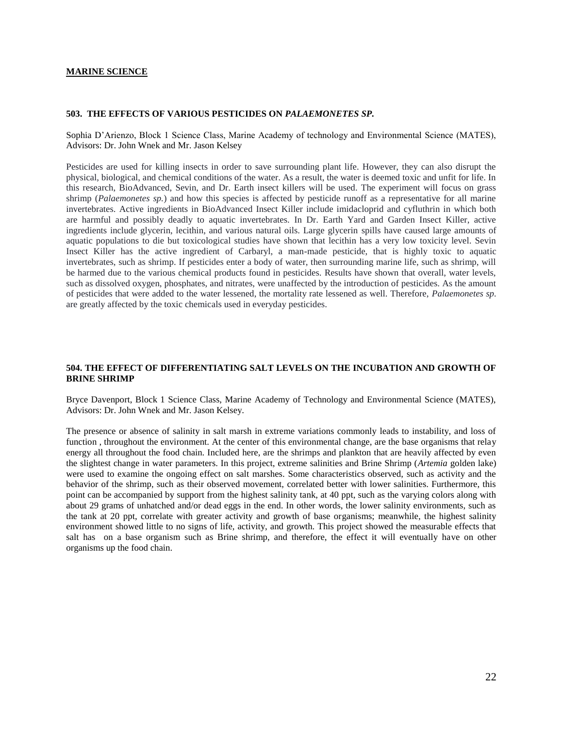**MARINE SCIENCE**

### 503. THE EFFECTS OF VARIOUS PESTICIDES ON *PALAEMONETES SP.*

Sophia D'Arienzo, Block 1 Science Class, Marine Academy of technology and Environmental Science (MATES), Advisors: Dr. John Wnek and Mr. Jason Kelsey

Pesticides are used for killing insects in order to save surrounding plant life. However, they can also disrupt the physical, biological, and chemical conditions of the water. As a result, the water is deemed toxic and unfit for life. In this research, BioAdvanced, Sevin, and Dr. Earth insect killers will be used. The experiment will focus on grass shrimp (*Palaemonetes sp.*) and how this species is affected by pesticide runoff as a representative for all marine invertebrates. Active ingredients in BioAdvanced Insect Killer include imidacloprid and cyfluthrin in which both are harmful and possibly deadly to aquatic invertebrates. In Dr. Earth Yard and Garden Insect Killer, active ingredients include glycerin, lecithin, and various natural oils. Large glycerin spills have caused large amounts of aquatic populations to die but toxicological studies have shown that lecithin has a very low toxicity level. Sevin Insect Killer has the active ingredient of Carbaryl, a man-made pesticide, that is highly toxic to aquatic invertebrates, such as shrimp. If pesticides enter a body of water, then surrounding marine life, such as shrimp, will be harmed due to the various chemical products found in pesticides. Results have shown that overall, water levels, such as dissolved oxygen, phosphates, and nitrates, were unaffected by the introduction of pesticides. As the amount of pesticides that were added to the water lessened, the mortality rate lessened as well. Therefore, *Palaemonetes sp*. are greatly affected by the toxic chemicals used in everyday pesticides.

### 504. THE EFFECT OF DIFFERENTIATING SALT LEVELS ON THE INCUBATION AND GROWTH OF BRINE SHRIMP

Bryce Davenport, Block 1 Science Class, Marine Academy of Technology and Environmental Science (MATES), Advisors: Dr. John Wnek and Mr. Jason Kelsey.

The presence or absence of salinity in salt marsh in extreme variations commonly leads to instability, and loss of function , throughout the environment. At the center of this environmental change, are the base organisms that relay energy all throughout the food chain. Included here, are the shrimps and plankton that are heavily affected by even the slightest change in water parameters. In this project, extreme salinities and Brine Shrimp (*Artemia* golden lake) were used to examine the ongoing effect on salt marshes. Some characteristics observed, such as activity and the behavior of the shrimp, such as their observed movement, correlated better with lower salinities. Furthermore, this point can be accompanied by support from the highest salinity tank, at 40 ppt, such as the varying colors along with about 29 grams of unhatched and/or dead eggs in the end. In other words, the lower salinity environments, such as the tank at 20 ppt, correlate with greater activity and growth of base organisms; meanwhile, the highest salinity environment showed little to no signs of life, activity, and growth. This project showed the measurable effects that salt has on a base organism such as Brine shrimp, and therefore, the effect it will eventually have on other organisms up the food chain.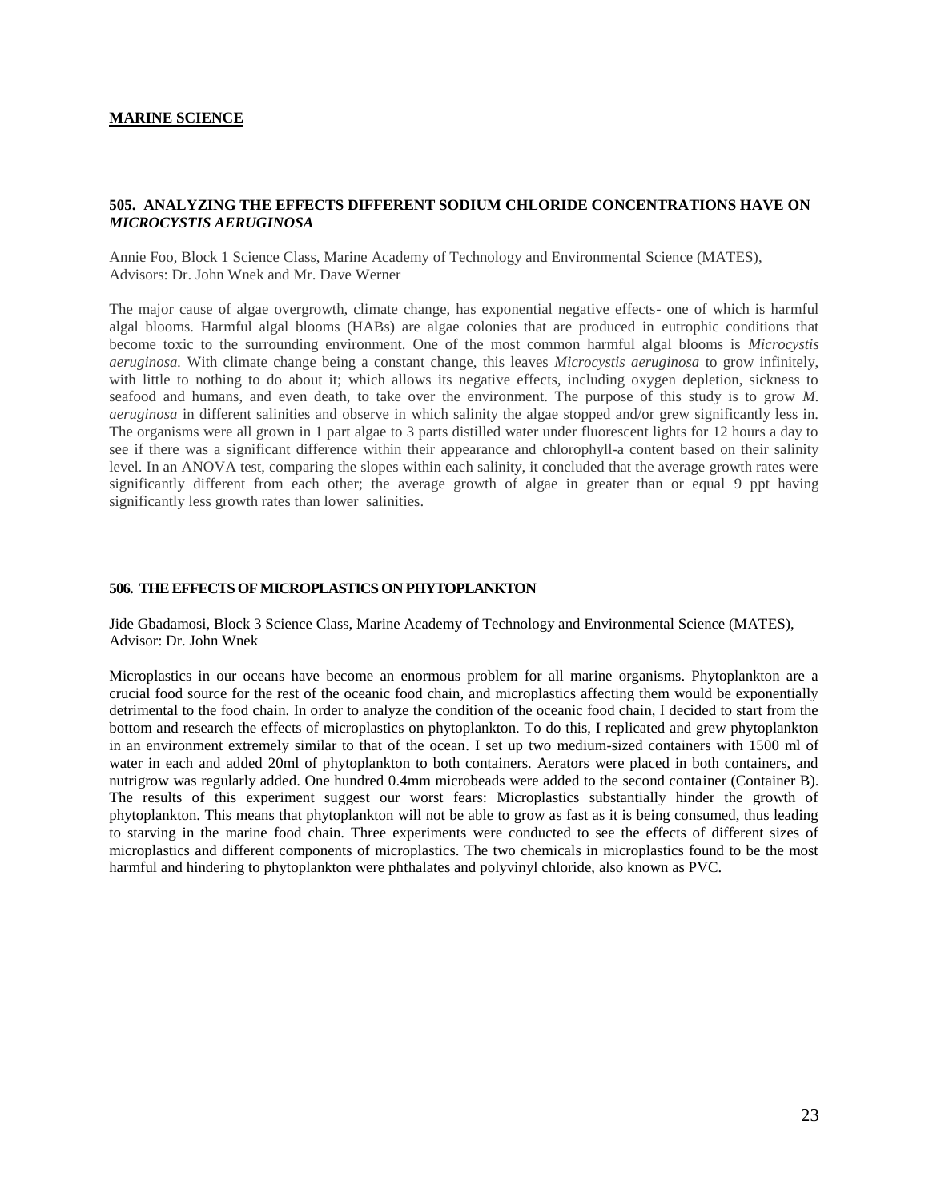## MARINE SCIENCE

### 505. ANALYZING THE EFFECTS DIFFERENT SODIUM CHLORIDE CONCENTRATIONS HAVE ON *MICROCYSTIS AERUGINOSA*

Annie Foo, Block 1 Science Class, Marine Academy of Technology and Environmental Science (MATES), Advisors: Dr. John Wnek and Mr. Dave Werner

The major cause of algae overgrowth, climate change, has exponential negative effects- one of which is harmful algal blooms. Harmful algal blooms (HABs) are algae colonies that are produced in eutrophic conditions that become toxic to the surrounding environment. One of the most common harmful algal blooms is *Microcystis aeruginosa.* With climate change being a constant change, this leaves *Microcystis aeruginosa* to grow infinitely, with little to nothing to do about it; which allows its negative effects, including oxygen depletion, sickness to seafood and humans, and even death, to take over the environment. The purpose of this study is to grow *M. aeruginosa* in different salinities and observe in which salinity the algae stopped and/or grew significantly less in. The organisms were all grown in 1 part algae to 3 parts distilled water under fluorescent lights for 12 hours a day to see if there was a significant difference within their appearance and chlorophyll-a content based on their salinity level. In an ANOVA test, comparing the slopes within each salinity, it concluded that the average growth rates were significantly different from each other; the average growth of algae in greater than or equal 9 ppt having significantly less growth rates than lower salinities.

### 506. THE EFFECTS OF MICROPLASTICS ON PHYTOPLANKTON

Jide Gbadamosi, Block 3 Science Class, Marine Academy of Technology and Environmental Science (MATES), Advisor: Dr. John Wnek

Microplastics in our oceans have become an enormous problem for all marine organisms. Phytoplankton are a crucial food source for the rest of the oceanic food chain, and microplastics affecting them would be exponentially detrimental to the food chain. In order to analyze the condition of the oceanic food chain, I decided to start from the bottom and research the effects of microplastics on phytoplankton. To do this, I replicated and grew phytoplankton in an environment extremely similar to that of the ocean. I set up two medium-sized containers with 1500 ml of water in each and added 20ml of phytoplankton to both containers. Aerators were placed in both containers, and nutrigrow was regularly added. One hundred 0.4mm microbeads were added to the second container (Container B). The results of this experiment suggest our worst fears: Microplastics substantially hinder the growth of phytoplankton. This means that phytoplankton will not be able to grow as fast as it is being consumed, thus leading to starving in the marine food chain. Three experiments were conducted to see the effects of different sizes of microplastics and different components of microplastics. The two chemicals in microplastics found to be the most harmful and hindering to phytoplankton were phthalates and polyvinyl chloride, also known as PVC.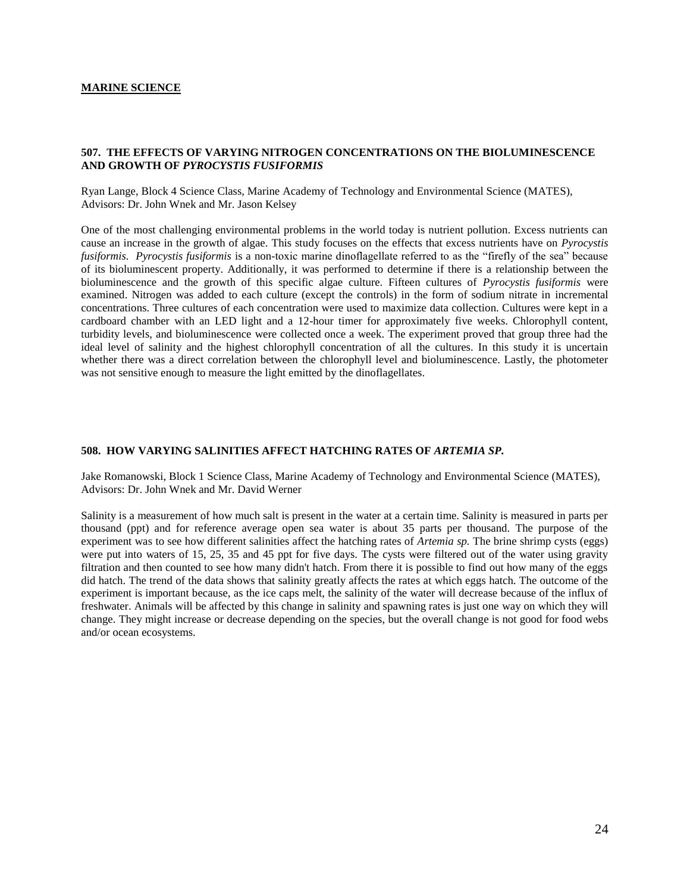## MARINE SCIENCE

### 507. THE EFFECTS OF VARYING NITROGEN CONCENTRATIONS ON THE BIOLUMINESCENCE AND GROWTH OF *PYROCYSTIS FUSIFORMIS*

Ryan Lange, Block 4 Science Class, Marine Academy of Technology and Environmental Science (MATES), Advisors: Dr. John Wnek and Mr. Jason Kelsey

One of the most challenging environmental problems in the world today is nutrient pollution. Excess nutrients can cause an increase in the growth of algae. This study focuses on the effects that excess nutrients have on *Pyrocystis fusiformis*. *Pyrocystis fusiformis* is a non-toxic marine dinoflagellate referred to as the "firefly of the sea" because of its bioluminescent property. Additionally, it was performed to determine if there is a relationship between the bioluminescence and the growth of this specific algae culture. Fifteen cultures of *Pyrocystis fusiformis* were examined. Nitrogen was added to each culture (except the controls) in the form of sodium nitrate in incremental concentrations. Three cultures of each concentration were used to maximize data collection. Cultures were kept in a cardboard chamber with an LED light and a 12-hour timer for approximately five weeks. Chlorophyll content, turbidity levels, and bioluminescence were collected once a week. The experiment proved that group three had the ideal level of salinity and the highest chlorophyll concentration of all the cultures. In this study it is uncertain whether there was a direct correlation between the chlorophyll level and bioluminescence. Lastly, the photometer was not sensitive enough to measure the light emitted by the dinoflagellates.

### 508. HOW VARYING SALINITIES AFFECT HATCHING RATES OF *ARTEMIA SP.*

Jake Romanowski, Block 1 Science Class, Marine Academy of Technology and Environmental Science (MATES), Advisors: Dr. John Wnek and Mr. David Werner

Salinity is a measurement of how much salt is present in the water at a certain time. Salinity is measured in parts per thousand (ppt) and for reference average open sea water is about 35 parts per thousand. The purpose of the experiment was to see how different salinities affect the hatching rates of *Artemia sp.* The brine shrimp cysts (eggs) were put into waters of 15, 25, 35 and 45 ppt for five days. The cysts were filtered out of the water using gravity filtration and then counted to see how many didn't hatch. From there it is possible to find out how many of the eggs did hatch. The trend of the data shows that salinity greatly affects the rates at which eggs hatch. The outcome of the experiment is important because, as the ice caps melt, the salinity of the water will decrease because of the influx of freshwater. Animals will be affected by this change in salinity and spawning rates is just one way on which they will change. They might increase or decrease depending on the species, but the overall change is not good for food webs and/or ocean ecosystems.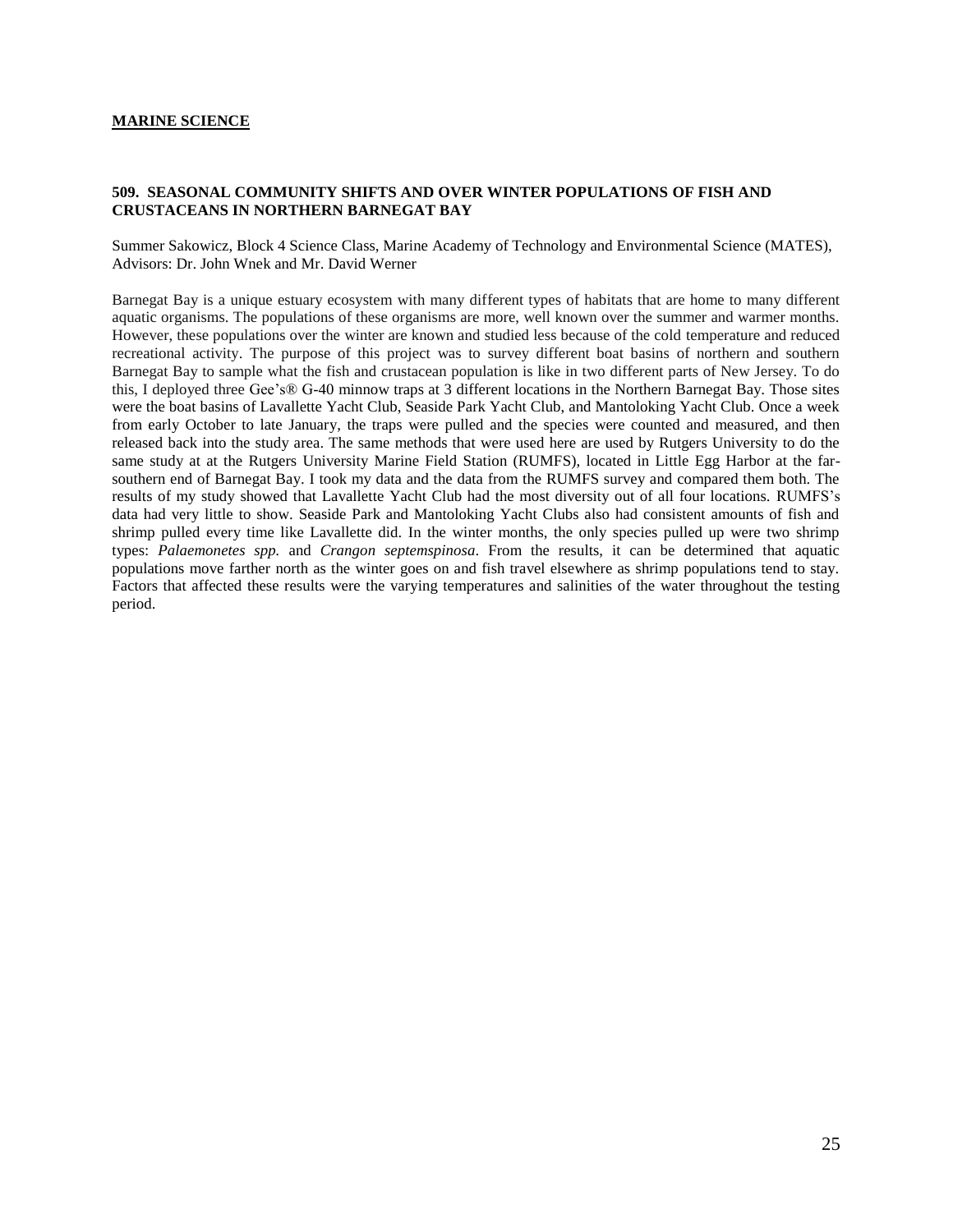**MARINE SCIENCE**

**509. SEASONAL COMMUNITY SHIFTS AND OVER WINTER POPULATIONS OF FISH AND CRUSTACEANS IN NORTHERN BARNEGAT BAY**

Summer Sakowicz, Block 4 Science Class, Marine Academy of Technology and Environmental Science (MATES), Advisors: Dr. John Wnek and Mr. David Werner

Barnegat Bay is a unique estuary ecosystem with many different types of habitats that are home to many different aquatic organisms. The populations of these organisms are more, well known over the summer and warmer months. However, these populations over the winter are known and studied less because of the cold temperature and reduced recreational activity. The purpose of this project was to survey different boat basins of northern and southern Barnegat Bay to sample what the fish and crustacean population is like in two different parts of New Jersey. To do this, I deployed three Gee's® G-40 minnow traps at 3 different locations in the Northern Barnegat Bay. Those sites were the boat basins of Lavallette Yacht Club, Seaside Park Yacht Club, and Mantoloking Yacht Club. Once a week from early October to late January, the traps were pulled and the species were counted and measured, and then released back into the study area. The same methods that were used here are used by Rutgers University to do the same study at at the Rutgers University Marine Field Station (RUMFS), located in Little Egg Harbor at the far-southern end of Barnegat Bay. I took my data and the data from the RUMFS survey and compared them both. The results of my study showed that Lavallette Yacht Club had the most diversity out of all four locations. RUMFS's data had very little to show. Seaside Park and Mantoloking Yacht Clubs also had consistent amounts of fish and shrimp pulled every time like Lavallette did. In the winter months, the only species pulled up were two shrimp types: *Palaemonetes spp.* and *Crangon septemspinosa*. From the results, it can be determined that aquatic populations move farther north as the winter goes on and fish travel elsewhere as shrimp populations tend to stay. Factors that affected these results were the varying temperatures and salinities of the water throughout the testing period.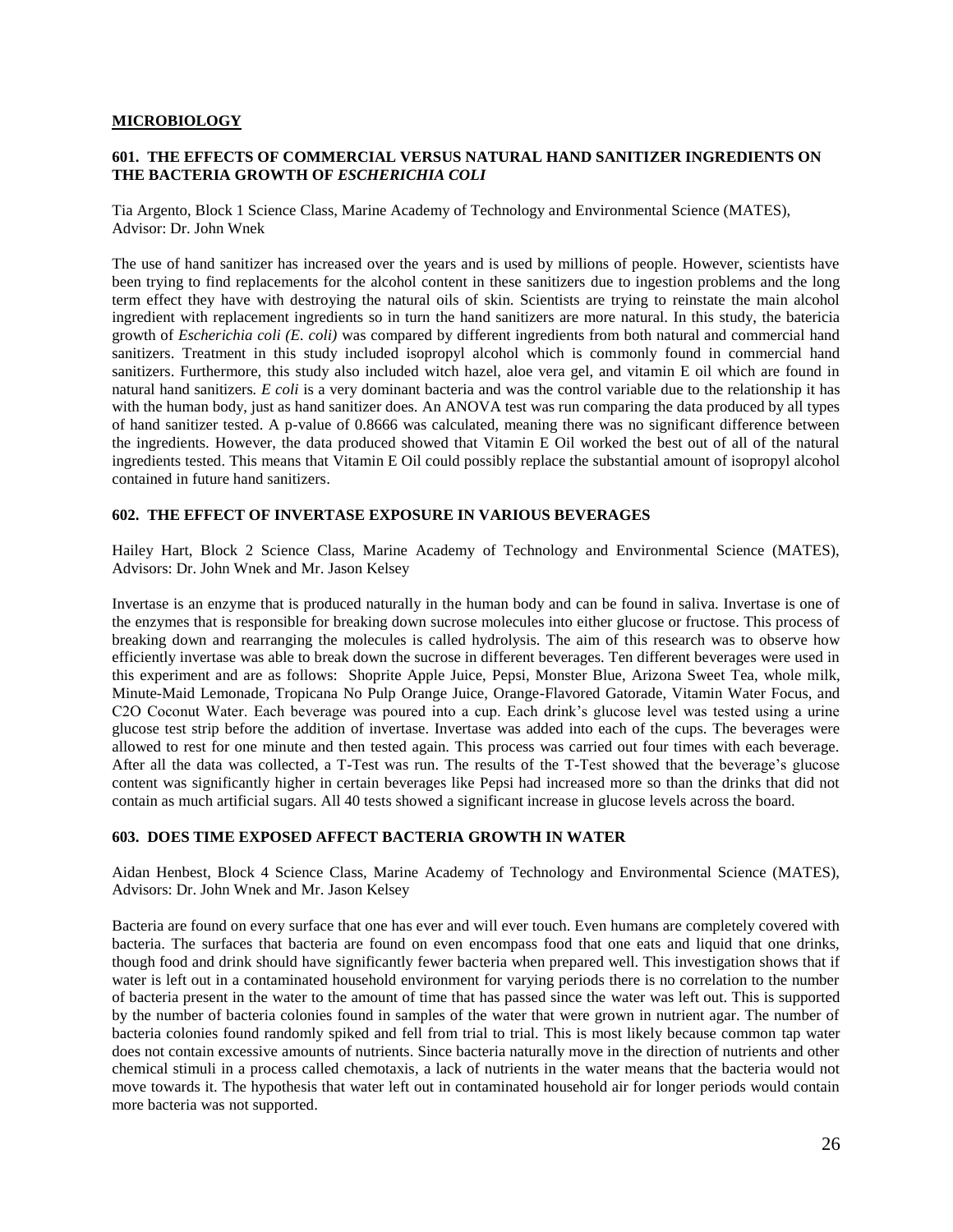## MICROBIOLOGY

### 601. THE EFFECTS OF COMMERCIAL VERSUS NATURAL HAND SANITIZER INGREDIENTS ON THE BACTERIA GROWTH OF *ESCHERICHIA COLI*

Tia Argento, Block 1 Science Class, Marine Academy of Technology and Environmental Science (MATES), Advisor: Dr. John Wnek

The use of hand sanitizer has increased over the years and is used by millions of people. However, scientists have been trying to find replacements for the alcohol content in these sanitizers due to ingestion problems and the long term effect they have with destroying the natural oils of skin. Scientists are trying to reinstate the main alcohol ingredient with replacement ingredients so in turn the hand sanitizers are more natural. In this study, the batericia growth of *Escherichia coli (E. coli)* was compared by different ingredients from both natural and commercial hand sanitizers. Treatment in this study included isopropyl alcohol which is commonly found in commercial hand sanitizers. Furthermore, this study also included witch hazel, aloe vera gel, and vitamin E oil which are found in natural hand sanitizers. *E coli* is a very dominant bacteria and was the control variable due to the relationship it has with the human body, just as hand sanitizer does. An ANOVA test was run comparing the data produced by all types of hand sanitizer tested. A p-value of 0.8666 was calculated, meaning there was no significant difference between the ingredients. However, the data produced showed that Vitamin E Oil worked the best out of all of the natural ingredients tested. This means that Vitamin E Oil could possibly replace the substantial amount of isopropyl alcohol contained in future hand sanitizers.

### 602. THE EFFECT OF INVERTASE EXPOSURE IN VARIOUS BEVERAGES

Hailey Hart, Block 2 Science Class, Marine Academy of Technology and Environmental Science (MATES), Advisors: Dr. John Wnek and Mr. Jason Kelsey

Invertase is an enzyme that is produced naturally in the human body and can be found in saliva. Invertase is one of the enzymes that is responsible for breaking down sucrose molecules into either glucose or fructose. This process of breaking down and rearranging the molecules is called hydrolysis. The aim of this research was to observe how efficiently invertase was able to break down the sucrose in different beverages. Ten different beverages were used in this experiment and are as follows: Shoprite Apple Juice, Pepsi, Monster Blue, Arizona Sweet Tea, whole milk, Minute-Maid Lemonade, Tropicana No Pulp Orange Juice, Orange-Flavored Gatorade, Vitamin Water Focus, and C2O Coconut Water. Each beverage was poured into a cup. Each drink's glucose level was tested using a urine glucose test strip before the addition of invertase. Invertase was added into each of the cups. The beverages were allowed to rest for one minute and then tested again. This process was carried out four times with each beverage. After all the data was collected, a T-Test was run. The results of the T-Test showed that the beverage's glucose content was significantly higher in certain beverages like Pepsi had increased more so than the drinks that did not contain as much artificial sugars. All 40 tests showed a significant increase in glucose levels across the board.

### 603. DOES TIME EXPOSED AFFECT BACTERIA GROWTH IN WATER

Aidan Henbest, Block 4 Science Class, Marine Academy of Technology and Environmental Science (MATES), Advisors: Dr. John Wnek and Mr. Jason Kelsey

Bacteria are found on every surface that one has ever and will ever touch. Even humans are completely covered with bacteria. The surfaces that bacteria are found on even encompass food that one eats and liquid that one drinks, though food and drink should have significantly fewer bacteria when prepared well. This investigation shows that if water is left out in a contaminated household environment for varying periods there is no correlation to the number of bacteria present in the water to the amount of time that has passed since the water was left out. This is supported by the number of bacteria colonies found in samples of the water that were grown in nutrient agar. The number of bacteria colonies found randomly spiked and fell from trial to trial. This is most likely because common tap water does not contain excessive amounts of nutrients. Since bacteria naturally move in the direction of nutrients and other chemical stimuli in a process called chemotaxis, a lack of nutrients in the water means that the bacteria would not move towards it. The hypothesis that water left out in contaminated household air for longer periods would contain more bacteria was not supported.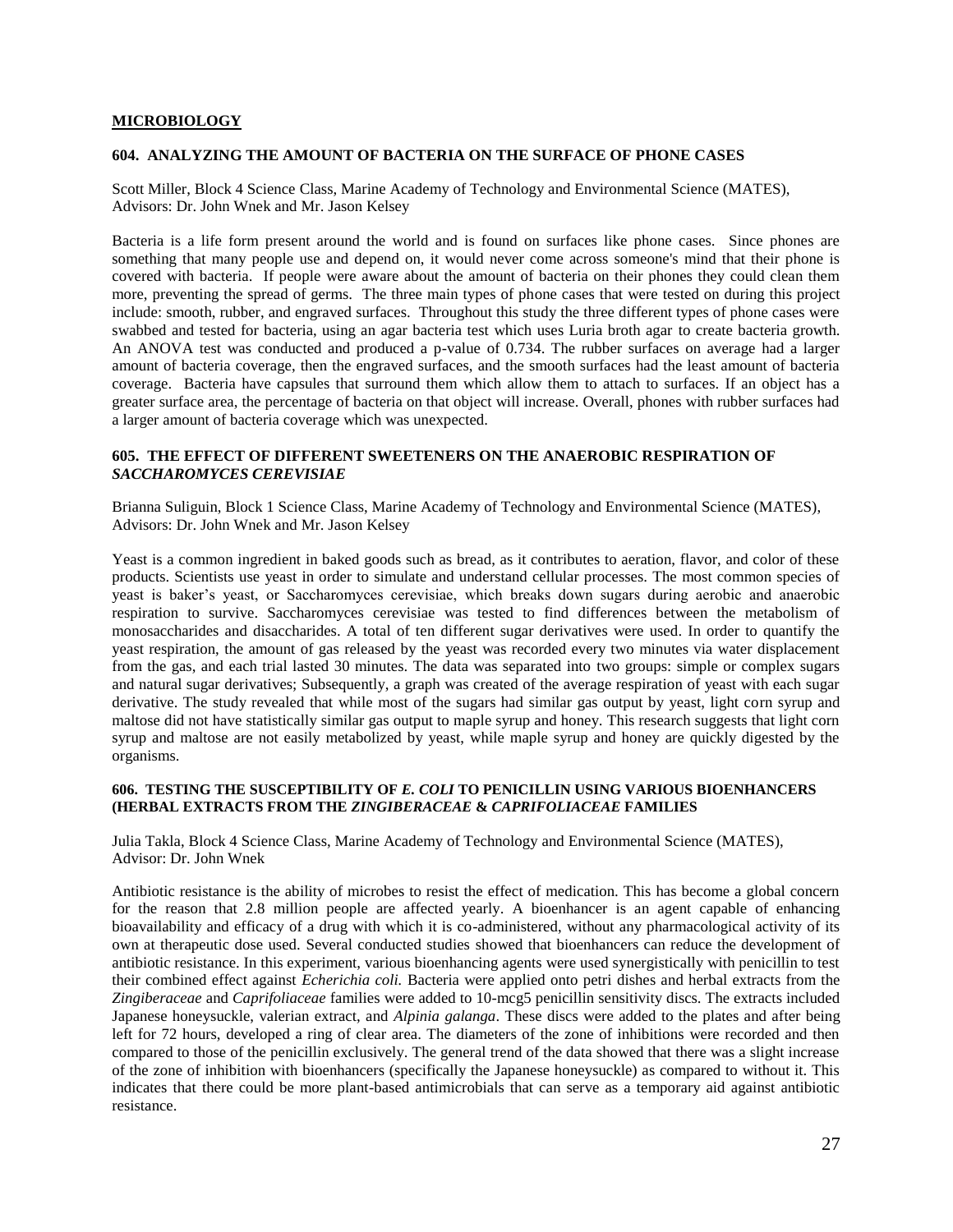## MICROBIOLOGY

### 604. ANALYZING THE AMOUNT OF BACTERIA ON THE SURFACE OF PHONE CASES

Scott Miller, Block 4 Science Class, Marine Academy of Technology and Environmental Science (MATES), Advisors: Dr. John Wnek and Mr. Jason Kelsey

Bacteria is a life form present around the world and is found on surfaces like phone cases. Since phones are something that many people use and depend on, it would never come across someone's mind that their phone is covered with bacteria. If people were aware about the amount of bacteria on their phones they could clean them more, preventing the spread of germs. The three main types of phone cases that were tested on during this project include: smooth, rubber, and engraved surfaces. Throughout this study the three different types of phone cases were swabbed and tested for bacteria, using an agar bacteria test which uses Luria broth agar to create bacteria growth. An ANOVA test was conducted and produced a p-value of 0.734. The rubber surfaces on average had a larger amount of bacteria coverage, then the engraved surfaces, and the smooth surfaces had the least amount of bacteria coverage. Bacteria have capsules that surround them which allow them to attach to surfaces. If an object has a greater surface area, the percentage of bacteria on that object will increase. Overall, phones with rubber surfaces had a larger amount of bacteria coverage which was unexpected.

### 605. THE EFFECT OF DIFFERENT SWEETENERS ON THE ANAEROBIC RESPIRATION OF *SACCHAROMYCES CEREVISIAE*

Brianna Suliguin, Block 1 Science Class, Marine Academy of Technology and Environmental Science (MATES), Advisors: Dr. John Wnek and Mr. Jason Kelsey

Yeast is a common ingredient in baked goods such as bread, as it contributes to aeration, flavor, and color of these products. Scientists use yeast in order to simulate and understand cellular processes. The most common species of yeast is baker's yeast, or Saccharomyces cerevisiae, which breaks down sugars during aerobic and anaerobic respiration to survive. Saccharomyces cerevisiae was tested to find differences between the metabolism of monosaccharides and disaccharides. A total of ten different sugar derivatives were used. In order to quantify the yeast respiration, the amount of gas released by the yeast was recorded every two minutes via water displacement from the gas, and each trial lasted 30 minutes. The data was separated into two groups: simple or complex sugars and natural sugar derivatives; Subsequently, a graph was created of the average respiration of yeast with each sugar derivative. The study revealed that while most of the sugars had similar gas output by yeast, light corn syrup and maltose did not have statistically similar gas output to maple syrup and honey. This research suggests that light corn syrup and maltose are not easily metabolized by yeast, while maple syrup and honey are quickly digested by the organisms.

### 606. TESTING THE SUSCEPTIBILITY OF *E. COLI* TO PENICILLIN USING VARIOUS BIOENHANCERS (HERBAL EXTRACTS FROM THE *ZINGIBERACEAE* & *CAPRIFOLIACEAE* FAMILIES

Julia Takla, Block 4 Science Class, Marine Academy of Technology and Environmental Science (MATES), Advisor: Dr. John Wnek

Antibiotic resistance is the ability of microbes to resist the effect of medication. This has become a global concern for the reason that 2.8 million people are affected yearly. A bioenhancer is an agent capable of enhancing bioavailability and efficacy of a drug with which it is co-administered, without any pharmacological activity of its own at therapeutic dose used. Several conducted studies showed that bioenhancers can reduce the development of antibiotic resistance. In this experiment, various bioenhancing agents were used synergistically with penicillin to test their combined effect against *Echerichia coli.* Bacteria were applied onto petri dishes and herbal extracts from the *Zingiberaceae* and *Caprifoliaceae* families were added to 10-mcg5 penicillin sensitivity discs. The extracts included Japanese honeysuckle, valerian extract, and *Alpinia galanga*. These discs were added to the plates and after being left for 72 hours, developed a ring of clear area. The diameters of the zone of inhibitions were recorded and then compared to those of the penicillin exclusively. The general trend of the data showed that there was a slight increase of the zone of inhibition with bioenhancers (specifically the Japanese honeysuckle) as compared to without it. This indicates that there could be more plant-based antimicrobials that can serve as a temporary aid against antibiotic resistance.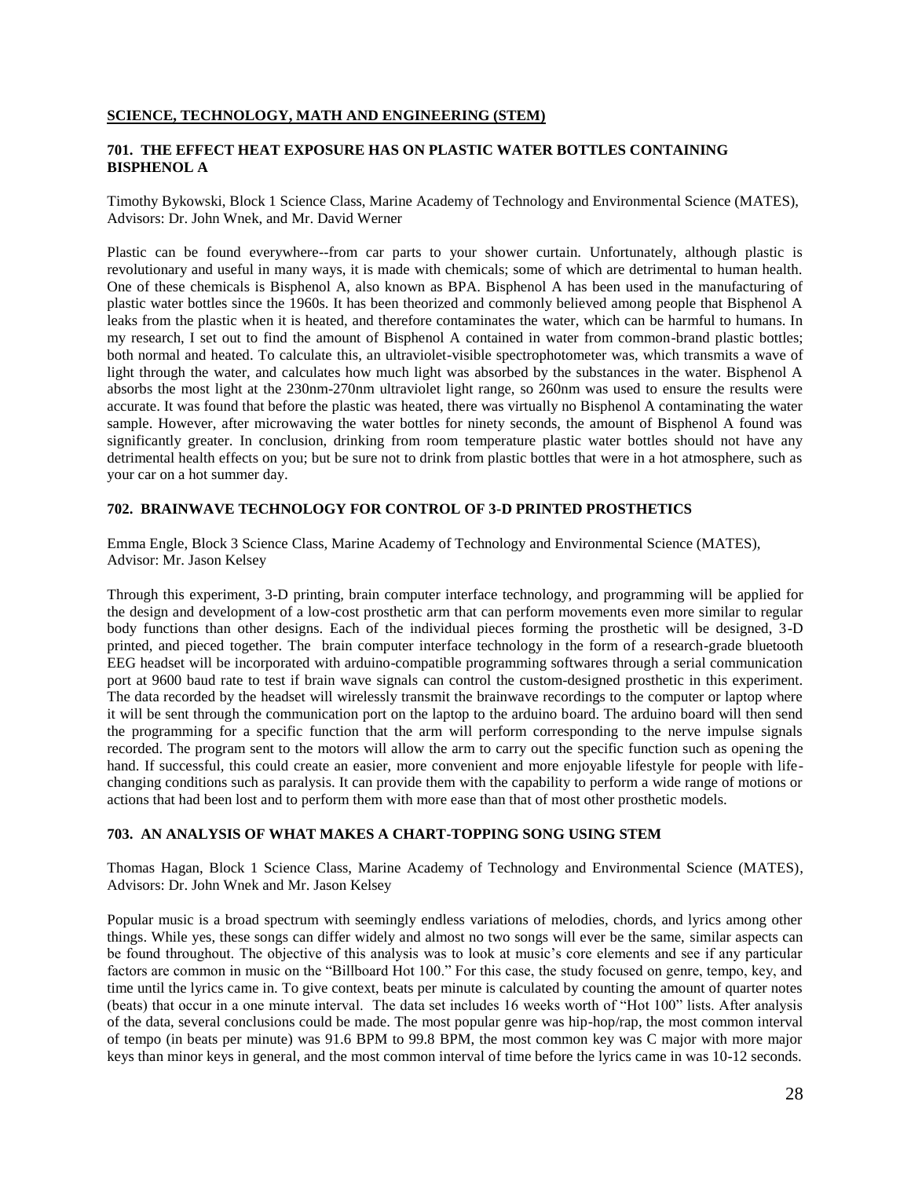## SCIENCE, TECHNOLOGY, MATH AND ENGINEERING (STEM)

### 701. THE EFFECT HEAT EXPOSURE HAS ON PLASTIC WATER BOTTLES CONTAINING BISPHENOL A

Timothy Bykowski, Block 1 Science Class, Marine Academy of Technology and Environmental Science (MATES), Advisors: Dr. John Wnek, and Mr. David Werner

Plastic can be found everywhere--from car parts to your shower curtain. Unfortunately, although plastic is revolutionary and useful in many ways, it is made with chemicals; some of which are detrimental to human health. One of these chemicals is Bisphenol A, also known as BPA. Bisphenol A has been used in the manufacturing of plastic water bottles since the 1960s. It has been theorized and commonly believed among people that Bisphenol A leaks from the plastic when it is heated, and therefore contaminates the water, which can be harmful to humans. In my research, I set out to find the amount of Bisphenol A contained in water from common-brand plastic bottles; both normal and heated. To calculate this, an ultraviolet-visible spectrophotometer was, which transmits a wave of light through the water, and calculates how much light was absorbed by the substances in the water. Bisphenol A absorbs the most light at the 230nm-270nm ultraviolet light range, so 260nm was used to ensure the results were accurate. It was found that before the plastic was heated, there was virtually no Bisphenol A contaminating the water sample. However, after microwaving the water bottles for ninety seconds, the amount of Bisphenol A found was significantly greater. In conclusion, drinking from room temperature plastic water bottles should not have any detrimental health effects on you; but be sure not to drink from plastic bottles that were in a hot atmosphere, such as your car on a hot summer day.

### 702. BRAINWAVE TECHNOLOGY FOR CONTROL OF 3-D PRINTED PROSTHETICS

Emma Engle, Block 3 Science Class, Marine Academy of Technology and Environmental Science (MATES), Advisor: Mr. Jason Kelsey

Through this experiment, 3-D printing, brain computer interface technology, and programming will be applied for the design and development of a low-cost prosthetic arm that can perform movements even more similar to regular body functions than other designs. Each of the individual pieces forming the prosthetic will be designed, 3-D printed, and pieced together. The brain computer interface technology in the form of a research-grade bluetooth EEG headset will be incorporated with arduino-compatible programming softwares through a serial communication port at 9600 baud rate to test if brain wave signals can control the custom-designed prosthetic in this experiment. The data recorded by the headset will wirelessly transmit the brainwave recordings to the computer or laptop where it will be sent through the communication port on the laptop to the arduino board. The arduino board will then send the programming for a specific function that the arm will perform corresponding to the nerve impulse signals recorded. The program sent to the motors will allow the arm to carry out the specific function such as opening the hand. If successful, this could create an easier, more convenient and more enjoyable lifestyle for people with life-changing conditions such as paralysis. It can provide them with the capability to perform a wide range of motions or actions that had been lost and to perform them with more ease than that of most other prosthetic models.

### 703. AN ANALYSIS OF WHAT MAKES A CHART-TOPPING SONG USING STEM

Thomas Hagan, Block 1 Science Class, Marine Academy of Technology and Environmental Science (MATES), Advisors: Dr. John Wnek and Mr. Jason Kelsey

Popular music is a broad spectrum with seemingly endless variations of melodies, chords, and lyrics among other things. While yes, these songs can differ widely and almost no two songs will ever be the same, similar aspects can be found throughout. The objective of this analysis was to look at music's core elements and see if any particular factors are common in music on the "Billboard Hot 100." For this case, the study focused on genre, tempo, key, and time until the lyrics came in. To give context, beats per minute is calculated by counting the amount of quarter notes (beats) that occur in a one minute interval. The data set includes 16 weeks worth of "Hot 100" lists. After analysis of the data, several conclusions could be made. The most popular genre was hip-hop/rap, the most common interval of tempo (in beats per minute) was 91.6 BPM to 99.8 BPM, the most common key was C major with more major keys than minor keys in general, and the most common interval of time before the lyrics came in was 10-12 seconds.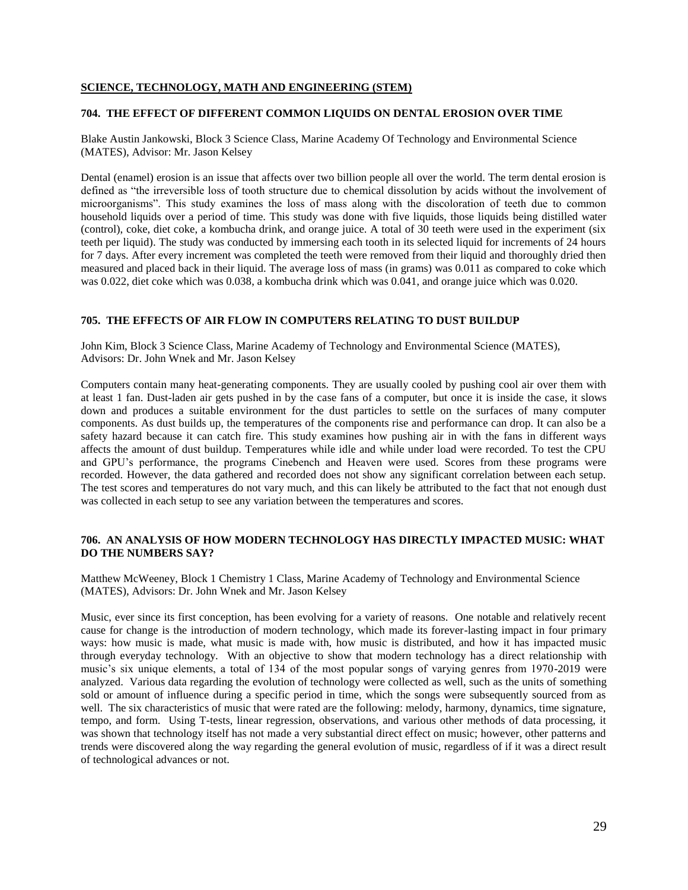## SCIENCE, TECHNOLOGY, MATH AND ENGINEERING (STEM)

### 704. THE EFFECT OF DIFFERENT COMMON LIQUIDS ON DENTAL EROSION OVER TIME

Blake Austin Jankowski, Block 3 Science Class, Marine Academy Of Technology and Environmental Science (MATES), Advisor: Mr. Jason Kelsey

Dental (enamel) erosion is an issue that affects over two billion people all over the world. The term dental erosion is defined as "the irreversible loss of tooth structure due to chemical dissolution by acids without the involvement of microorganisms". This study examines the loss of mass along with the discoloration of teeth due to common household liquids over a period of time. This study was done with five liquids, those liquids being distilled water (control), coke, diet coke, a kombucha drink, and orange juice. A total of 30 teeth were used in the experiment (six teeth per liquid). The study was conducted by immersing each tooth in its selected liquid for increments of 24 hours for 7 days. After every increment was completed the teeth were removed from their liquid and thoroughly dried then measured and placed back in their liquid. The average loss of mass (in grams) was 0.011 as compared to coke which was 0.022, diet coke which was 0.038, a kombucha drink which was 0.041, and orange juice which was 0.020.

### 705. THE EFFECTS OF AIR FLOW IN COMPUTERS RELATING TO DUST BUILDUP

John Kim, Block 3 Science Class, Marine Academy of Technology and Environmental Science (MATES), Advisors: Dr. John Wnek and Mr. Jason Kelsey

Computers contain many heat-generating components. They are usually cooled by pushing cool air over them with at least 1 fan. Dust-laden air gets pushed in by the case fans of a computer, but once it is inside the case, it slows down and produces a suitable environment for the dust particles to settle on the surfaces of many computer components. As dust builds up, the temperatures of the components rise and performance can drop. It can also be a safety hazard because it can catch fire. This study examines how pushing air in with the fans in different ways affects the amount of dust buildup. Temperatures while idle and while under load were recorded. To test the CPU and GPU's performance, the programs Cinebench and Heaven were used. Scores from these programs were recorded. However, the data gathered and recorded does not show any significant correlation between each setup. The test scores and temperatures do not vary much, and this can likely be attributed to the fact that not enough dust was collected in each setup to see any variation between the temperatures and scores.

### 706. AN ANALYSIS OF HOW MODERN TECHNOLOGY HAS DIRECTLY IMPACTED MUSIC: WHAT DO THE NUMBERS SAY?

Matthew McWeeney, Block 1 Chemistry 1 Class, Marine Academy of Technology and Environmental Science (MATES), Advisors: Dr. John Wnek and Mr. Jason Kelsey

Music, ever since its first conception, has been evolving for a variety of reasons. One notable and relatively recent cause for change is the introduction of modern technology, which made its forever-lasting impact in four primary ways: how music is made, what music is made with, how music is distributed, and how it has impacted music through everyday technology. With an objective to show that modern technology has a direct relationship with music's six unique elements, a total of 134 of the most popular songs of varying genres from 1970-2019 were analyzed. Various data regarding the evolution of technology were collected as well, such as the units of something sold or amount of influence during a specific period in time, which the songs were subsequently sourced from as well. The six characteristics of music that were rated are the following: melody, harmony, dynamics, time signature, tempo, and form. Using T-tests, linear regression, observations, and various other methods of data processing, it was shown that technology itself has not made a very substantial direct effect on music; however, other patterns and trends were discovered along the way regarding the general evolution of music, regardless of if it was a direct result of technological advances or not.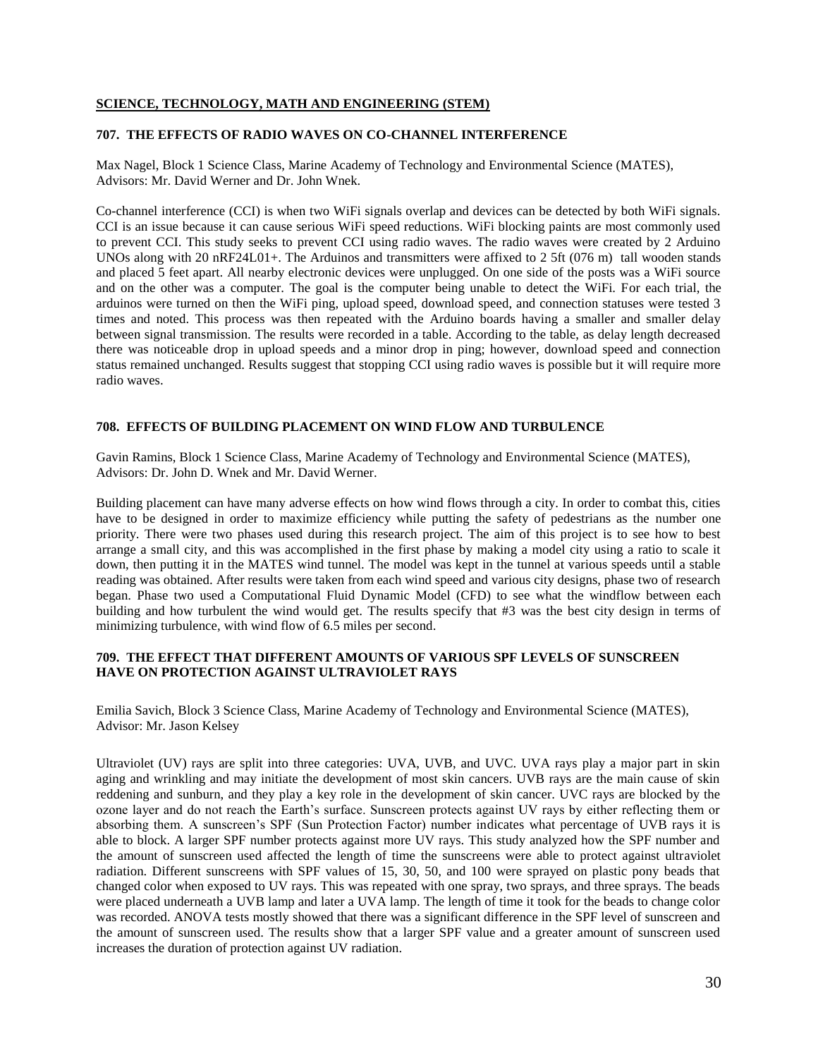**SCIENCE, TECHNOLOGY, MATH AND ENGINEERING (STEM)**

**707. THE EFFECTS OF RADIO WAVES ON CO-CHANNEL INTERFERENCE**

Max Nagel, Block 1 Science Class, Marine Academy of Technology and Environmental Science (MATES), Advisors: Mr. David Werner and Dr. John Wnek.

Co-channel interference (CCI) is when two WiFi signals overlap and devices can be detected by both WiFi signals. CCI is an issue because it can cause serious WiFi speed reductions. WiFi blocking paints are most commonly used to prevent CCI. This study seeks to prevent CCI using radio waves. The radio waves were created by 2 Arduino UNOs along with 20 nRF24L01+. The Arduinos and transmitters were affixed to 2 5ft (076 m) tall wooden stands and placed 5 feet apart. All nearby electronic devices were unplugged. On one side of the posts was a WiFi source and on the other was a computer. The goal is the computer being unable to detect the WiFi. For each trial, the arduinos were turned on then the WiFi ping, upload speed, download speed, and connection statuses were tested 3 times and noted. This process was then repeated with the Arduino boards having a smaller and smaller delay between signal transmission. The results were recorded in a table. According to the table, as delay length decreased there was noticeable drop in upload speeds and a minor drop in ping; however, download speed and connection status remained unchanged. Results suggest that stopping CCI using radio waves is possible but it will require more radio waves.

**708. EFFECTS OF BUILDING PLACEMENT ON WIND FLOW AND TURBULENCE**

Gavin Ramins, Block 1 Science Class, Marine Academy of Technology and Environmental Science (MATES), Advisors: Dr. John D. Wnek and Mr. David Werner.

Building placement can have many adverse effects on how wind flows through a city. In order to combat this, cities have to be designed in order to maximize efficiency while putting the safety of pedestrians as the number one priority. There were two phases used during this research project. The aim of this project is to see how to best arrange a small city, and this was accomplished in the first phase by making a model city using a ratio to scale it down, then putting it in the MATES wind tunnel. The model was kept in the tunnel at various speeds until a stable reading was obtained. After results were taken from each wind speed and various city designs, phase two of research began. Phase two used a Computational Fluid Dynamic Model (CFD) to see what the windflow between each building and how turbulent the wind would get. The results specify that #3 was the best city design in terms of minimizing turbulence, with wind flow of 6.5 miles per second.

**709. THE EFFECT THAT DIFFERENT AMOUNTS OF VARIOUS SPF LEVELS OF SUNSCREEN HAVE ON PROTECTION AGAINST ULTRAVIOLET RAYS**

Emilia Savich, Block 3 Science Class, Marine Academy of Technology and Environmental Science (MATES), Advisor: Mr. Jason Kelsey

Ultraviolet (UV) rays are split into three categories: UVA, UVB, and UVC. UVA rays play a major part in skin aging and wrinkling and may initiate the development of most skin cancers. UVB rays are the main cause of skin reddening and sunburn, and they play a key role in the development of skin cancer. UVC rays are blocked by the ozone layer and do not reach the Earth's surface. Sunscreen protects against UV rays by either reflecting them or absorbing them. A sunscreen's SPF (Sun Protection Factor) number indicates what percentage of UVB rays it is able to block. A larger SPF number protects against more UV rays. This study analyzed how the SPF number and the amount of sunscreen used affected the length of time the sunscreens were able to protect against ultraviolet radiation. Different sunscreens with SPF values of 15, 30, 50, and 100 were sprayed on plastic pony beads that changed color when exposed to UV rays. This was repeated with one spray, two sprays, and three sprays. The beads were placed underneath a UVB lamp and later a UVA lamp. The length of time it took for the beads to change color was recorded. ANOVA tests mostly showed that there was a significant difference in the SPF level of sunscreen and the amount of sunscreen used. The results show that a larger SPF value and a greater amount of sunscreen used increases the duration of protection against UV radiation.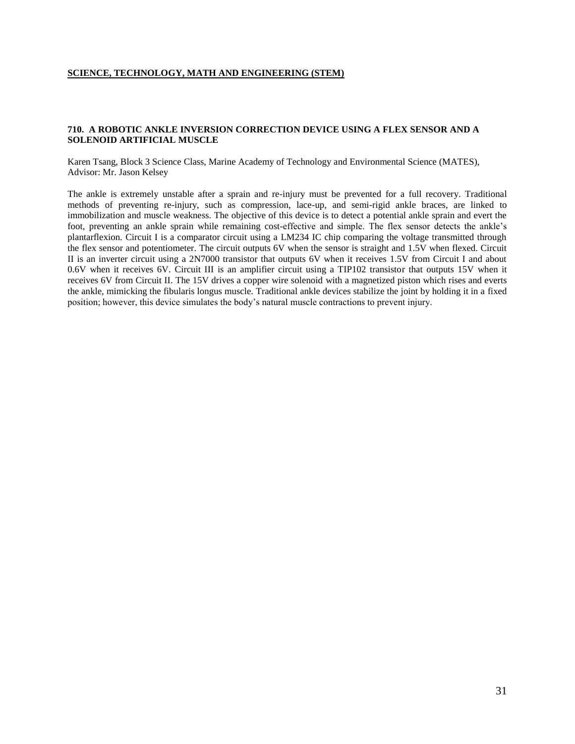**SCIENCE, TECHNOLOGY, MATH AND ENGINEERING (STEM)**

### 710. A ROBOTIC ANKLE INVERSION CORRECTION DEVICE USING A FLEX SENSOR AND A SOLENOID ARTIFICIAL MUSCLE

Karen Tsang, Block 3 Science Class, Marine Academy of Technology and Environmental Science (MATES), Advisor: Mr. Jason Kelsey

The ankle is extremely unstable after a sprain and re-injury must be prevented for a full recovery. Traditional methods of preventing re-injury, such as compression, lace-up, and semi-rigid ankle braces, are linked to immobilization and muscle weakness. The objective of this device is to detect a potential ankle sprain and evert the foot, preventing an ankle sprain while remaining cost-effective and simple. The flex sensor detects the ankle's plantarflexion. Circuit I is a comparator circuit using a LM234 IC chip comparing the voltage transmitted through the flex sensor and potentiometer. The circuit outputs 6V when the sensor is straight and 1.5V when flexed. Circuit II is an inverter circuit using a 2N7000 transistor that outputs 6V when it receives 1.5V from Circuit I and about 0.6V when it receives 6V. Circuit III is an amplifier circuit using a TIP102 transistor that outputs 15V when it receives 6V from Circuit II. The 15V drives a copper wire solenoid with a magnetized piston which rises and everts the ankle, mimicking the fibularis longus muscle. Traditional ankle devices stabilize the joint by holding it in a fixed position; however, this device simulates the body's natural muscle contractions to prevent injury.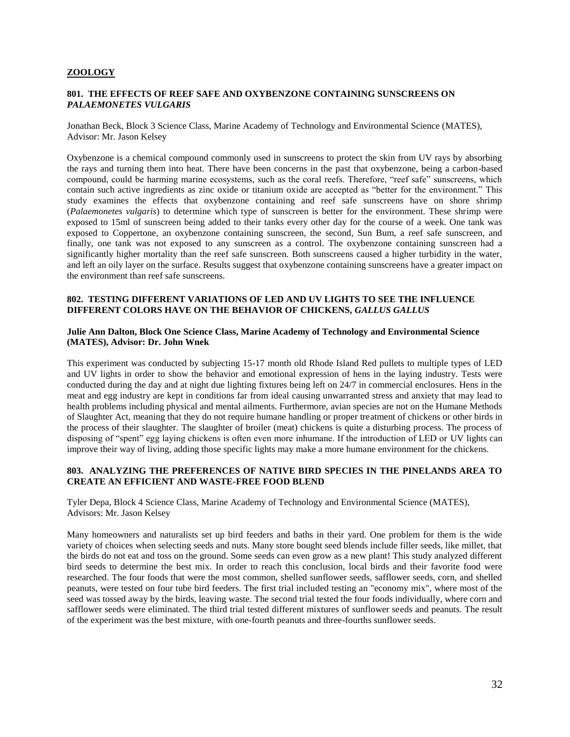## ZOOLOGY

### 801. THE EFFECTS OF REEF SAFE AND OXYBENZONE CONTAINING SUNSCREENS ON *PALAEMONETES VULGARIS*

Jonathan Beck, Block 3 Science Class, Marine Academy of Technology and Environmental Science (MATES), Advisor: Mr. Jason Kelsey

Oxybenzone is a chemical compound commonly used in sunscreens to protect the skin from UV rays by absorbing the rays and turning them into heat. There have been concerns in the past that oxybenzone, being a carbon-based compound, could be harming marine ecosystems, such as the coral reefs. Therefore, "reef safe" sunscreens, which contain such active ingredients as zinc oxide or titanium oxide are accepted as "better for the environment." This study examines the effects that oxybenzone containing and reef safe sunscreens have on shore shrimp (*Palaemonetes vulgaris*) to determine which type of sunscreen is better for the environment. These shrimp were exposed to 15ml of sunscreen being added to their tanks every other day for the course of a week. One tank was exposed to Coppertone, an oxybenzone containing sunscreen, the second, Sun Bum, a reef safe sunscreen, and finally, one tank was not exposed to any sunscreen as a control. The oxybenzone containing sunscreen had a significantly higher mortality than the reef safe sunscreen. Both sunscreens caused a higher turbidity in the water, and left an oily layer on the surface. Results suggest that oxybenzone containing sunscreens have a greater impact on the environment than reef safe sunscreens.

### 802. TESTING DIFFERENT VARIATIONS OF LED AND UV LIGHTS TO SEE THE INFLUENCE DIFFERENT COLORS HAVE ON THE BEHAVIOR OF CHICKENS, *GALLUS GALLUS*

**Julie Ann Dalton, Block One Science Class, Marine Academy of Technology and Environmental Science (MATES), Advisor: Dr. John Wnek**

This experiment was conducted by subjecting 15-17 month old Rhode Island Red pullets to multiple types of LED and UV lights in order to show the behavior and emotional expression of hens in the laying industry. Tests were conducted during the day and at night due lighting fixtures being left on 24/7 in commercial enclosures. Hens in the meat and egg industry are kept in conditions far from ideal causing unwarranted stress and anxiety that may lead to health problems including physical and mental ailments. Furthermore, avian species are not on the Humane Methods of Slaughter Act, meaning that they do not require humane handling or proper treatment of chickens or other birds in the process of their slaughter. The slaughter of broiler (meat) chickens is quite a disturbing process. The process of disposing of "spent" egg laying chickens is often even more inhumane. If the introduction of LED or UV lights can improve their way of living, adding those specific lights may make a more humane environment for the chickens.

### 803. ANALYZING THE PREFERENCES OF NATIVE BIRD SPECIES IN THE PINELANDS AREA TO CREATE AN EFFICIENT AND WASTE-FREE FOOD BLEND

Tyler Depa, Block 4 Science Class, Marine Academy of Technology and Environmental Science (MATES), Advisors: Mr. Jason Kelsey

Many homeowners and naturalists set up bird feeders and baths in their yard. One problem for them is the wide variety of choices when selecting seeds and nuts. Many store bought seed blends include filler seeds, like millet, that the birds do not eat and toss on the ground. Some seeds can even grow as a new plant! This study analyzed different bird seeds to determine the best mix. In order to reach this conclusion, local birds and their favorite food were researched. The four foods that were the most common, shelled sunflower seeds, safflower seeds, corn, and shelled peanuts, were tested on four tube bird feeders. The first trial included testing an "economy mix", where most of the seed was tossed away by the birds, leaving waste. The second trial tested the four foods individually, where corn and safflower seeds were eliminated. The third trial tested different mixtures of sunflower seeds and peanuts. The result of the experiment was the best mixture, with one-fourth peanuts and three-fourths sunflower seeds.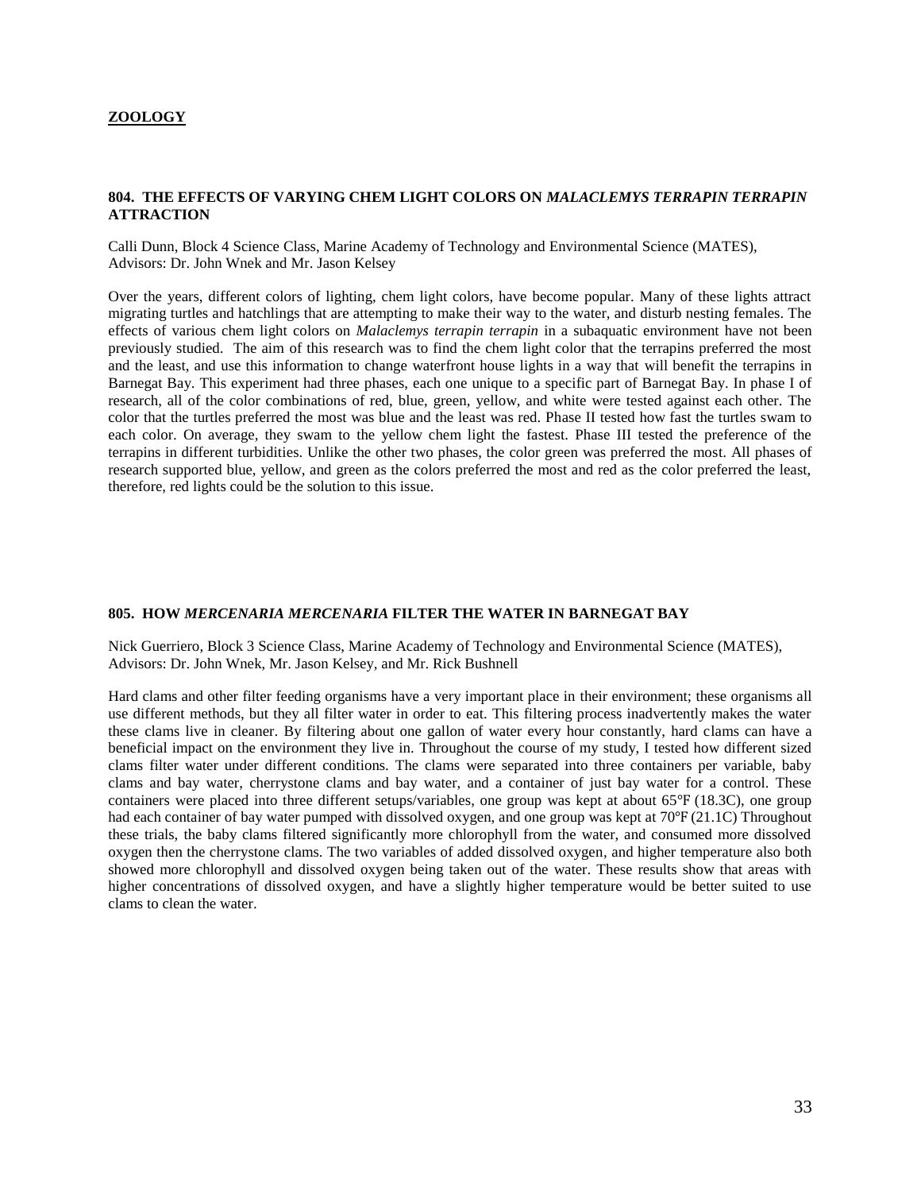## ZOOLOGY

### 804. THE EFFECTS OF VARYING CHEM LIGHT COLORS ON *MALACLEMYS TERRAPIN TERRAPIN* ATTRACTION

Calli Dunn, Block 4 Science Class, Marine Academy of Technology and Environmental Science (MATES), Advisors: Dr. John Wnek and Mr. Jason Kelsey

Over the years, different colors of lighting, chem light colors, have become popular. Many of these lights attract migrating turtles and hatchlings that are attempting to make their way to the water, and disturb nesting females. The effects of various chem light colors on *Malaclemys terrapin terrapin* in a subaquatic environment have not been previously studied. The aim of this research was to find the chem light color that the terrapins preferred the most and the least, and use this information to change waterfront house lights in a way that will benefit the terrapins in Barnegat Bay. This experiment had three phases, each one unique to a specific part of Barnegat Bay. In phase I of research, all of the color combinations of red, blue, green, yellow, and white were tested against each other. The color that the turtles preferred the most was blue and the least was red. Phase II tested how fast the turtles swam to each color. On average, they swam to the yellow chem light the fastest. Phase III tested the preference of the terrapins in different turbidities. Unlike the other two phases, the color green was preferred the most. All phases of research supported blue, yellow, and green as the colors preferred the most and red as the color preferred the least, therefore, red lights could be the solution to this issue.

### 805. HOW *MERCENARIA MERCENARIA* FILTER THE WATER IN BARNEGAT BAY

Nick Guerriero, Block 3 Science Class, Marine Academy of Technology and Environmental Science (MATES), Advisors: Dr. John Wnek, Mr. Jason Kelsey, and Mr. Rick Bushnell

Hard clams and other filter feeding organisms have a very important place in their environment; these organisms all use different methods, but they all filter water in order to eat. This filtering process inadvertently makes the water these clams live in cleaner. By filtering about one gallon of water every hour constantly, hard clams can have a beneficial impact on the environment they live in. Throughout the course of my study, I tested how different sized clams filter water under different conditions. The clams were separated into three containers per variable, baby clams and bay water, cherrystone clams and bay water, and a container of just bay water for a control. These containers were placed into three different setups/variables, one group was kept at about 65°F (18.3C), one group had each container of bay water pumped with dissolved oxygen, and one group was kept at 70°F (21.1C) Throughout these trials, the baby clams filtered significantly more chlorophyll from the water, and consumed more dissolved oxygen then the cherrystone clams. The two variables of added dissolved oxygen, and higher temperature also both showed more chlorophyll and dissolved oxygen being taken out of the water. These results show that areas with higher concentrations of dissolved oxygen, and have a slightly higher temperature would be better suited to use clams to clean the water.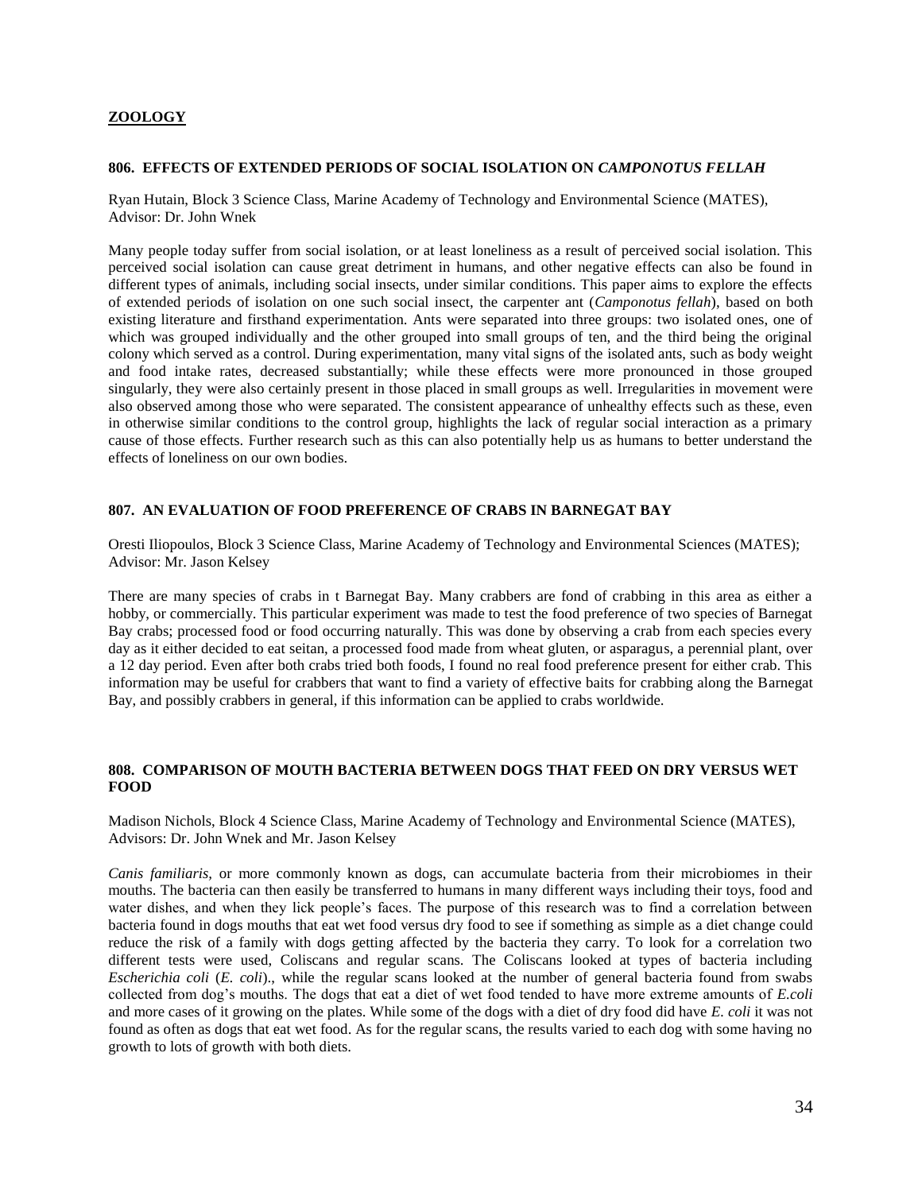## ZOOLOGY

### 806. EFFECTS OF EXTENDED PERIODS OF SOCIAL ISOLATION ON *CAMPONOTUS FELLAH*

Ryan Hutain, Block 3 Science Class, Marine Academy of Technology and Environmental Science (MATES), Advisor: Dr. John Wnek

Many people today suffer from social isolation, or at least loneliness as a result of perceived social isolation. This perceived social isolation can cause great detriment in humans, and other negative effects can also be found in different types of animals, including social insects, under similar conditions. This paper aims to explore the effects of extended periods of isolation on one such social insect, the carpenter ant (*Camponotus fellah*), based on both existing literature and firsthand experimentation. Ants were separated into three groups: two isolated ones, one of which was grouped individually and the other grouped into small groups of ten, and the third being the original colony which served as a control. During experimentation, many vital signs of the isolated ants, such as body weight and food intake rates, decreased substantially; while these effects were more pronounced in those grouped singularly, they were also certainly present in those placed in small groups as well. Irregularities in movement were also observed among those who were separated. The consistent appearance of unhealthy effects such as these, even in otherwise similar conditions to the control group, highlights the lack of regular social interaction as a primary cause of those effects. Further research such as this can also potentially help us as humans to better understand the effects of loneliness on our own bodies.

### 807. AN EVALUATION OF FOOD PREFERENCE OF CRABS IN BARNEGAT BAY

Oresti Iliopoulos, Block 3 Science Class, Marine Academy of Technology and Environmental Sciences (MATES); Advisor: Mr. Jason Kelsey

There are many species of crabs in t Barnegat Bay. Many crabbers are fond of crabbing in this area as either a hobby, or commercially. This particular experiment was made to test the food preference of two species of Barnegat Bay crabs; processed food or food occurring naturally. This was done by observing a crab from each species every day as it either decided to eat seitan, a processed food made from wheat gluten, or asparagus, a perennial plant, over a 12 day period. Even after both crabs tried both foods, I found no real food preference present for either crab. This information may be useful for crabbers that want to find a variety of effective baits for crabbing along the Barnegat Bay, and possibly crabbers in general, if this information can be applied to crabs worldwide.

### 808. COMPARISON OF MOUTH BACTERIA BETWEEN DOGS THAT FEED ON DRY VERSUS WET FOOD

Madison Nichols, Block 4 Science Class, Marine Academy of Technology and Environmental Science (MATES), Advisors: Dr. John Wnek and Mr. Jason Kelsey

*Canis familiaris*, or more commonly known as dogs, can accumulate bacteria from their microbiomes in their mouths. The bacteria can then easily be transferred to humans in many different ways including their toys, food and water dishes, and when they lick people's faces. The purpose of this research was to find a correlation between bacteria found in dogs mouths that eat wet food versus dry food to see if something as simple as a diet change could reduce the risk of a family with dogs getting affected by the bacteria they carry. To look for a correlation two different tests were used, Coliscans and regular scans. The Coliscans looked at types of bacteria including *Escherichia coli* (*E. coli*)., while the regular scans looked at the number of general bacteria found from swabs collected from dog's mouths. The dogs that eat a diet of wet food tended to have more extreme amounts of *E.coli* and more cases of it growing on the plates. While some of the dogs with a diet of dry food did have *E. coli* it was not found as often as dogs that eat wet food. As for the regular scans, the results varied to each dog with some having no growth to lots of growth with both diets.